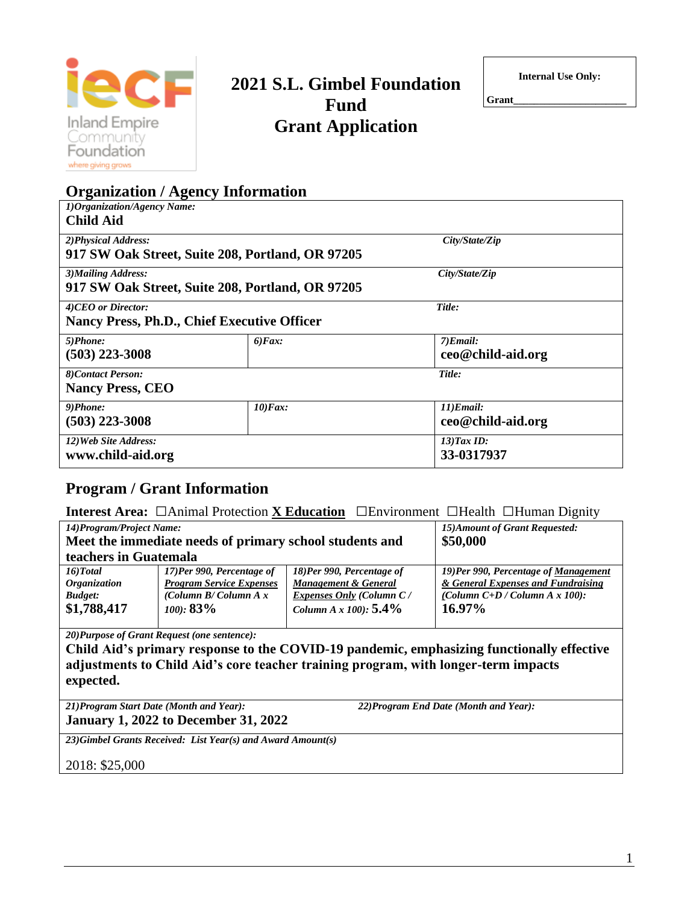Inland Empire Community Foundation
where giving grows

# 2021 S.L. Gimbel Foundation Fund Grant Application

**Internal Use Only:**

**Grant**\_\_\_\_\_\_\_\_\_\_\_\_\_\_\_\_\_\_\_\_

## Organization / Agency Information

| | | |
|---|---|---|
| *1)Organization/Agency Name:* **Child Aid** | | |
| *2)Physical Address:* **917 SW Oak Street, Suite 208, Portland, OR 97205** | | *City/State/Zip* |
| *3)Mailing Address:* **917 SW Oak Street, Suite 208, Portland, OR 97205** | | *City/State/Zip* |
| *4)CEO or Director:* **Nancy Press, Ph.D., Chief Executive Officer** | | *Title:* |
| *5)Phone:* **(503) 223-3008** | *6)Fax:* | *7)Email:* **ceo@child-aid.org** |
| *8)Contact Person:* **Nancy Press, CEO** | | *Title:* |
| *9)Phone:* **(503) 223-3008** | *10)Fax:* | *11)Email:* **ceo@child-aid.org** |
| *12)Web Site Address:* **www.child-aid.org** | | *13)Tax ID:* **33-0317937** |

## Program / Grant Information

**Interest Area:** ☐Animal Protection **X Education** ☐Environment ☐Health ☐Human Dignity

| | | | |
|---|---|---|---|
| *14)Program/Project Name:* **Meet the immediate needs of primary school students and teachers in Guatemala** | | | *15)Amount of Grant Requested:* **$50,000** |
| *16)Total Organization Budget:* **$1,788,417** | *17)Per 990, Percentage of Program Service Expenses (Column B/ Column A x 100):* **83%** | *18)Per 990, Percentage of Management & General Expenses Only (Column C / Column A x 100):* **5.4%** | *19)Per 990, Percentage of Management & General Expenses and Fundraising (Column C+D / Column A x 100):* **16.97%** |
| *20)Purpose of Grant Request (one sentence):* **Child Aid's primary response to the COVID-19 pandemic, emphasizing functionally effective adjustments to Child Aid's core teacher training program, with longer-term impacts expected.** | | | |
| *21)Program Start Date (Month and Year):* **January 1, 2022 to December 31, 2022** | | *22)Program End Date (Month and Year):* | |
| *23)Gimbel Grants Received: List Year(s) and Award Amount(s)* 2018: $25,000 | | | |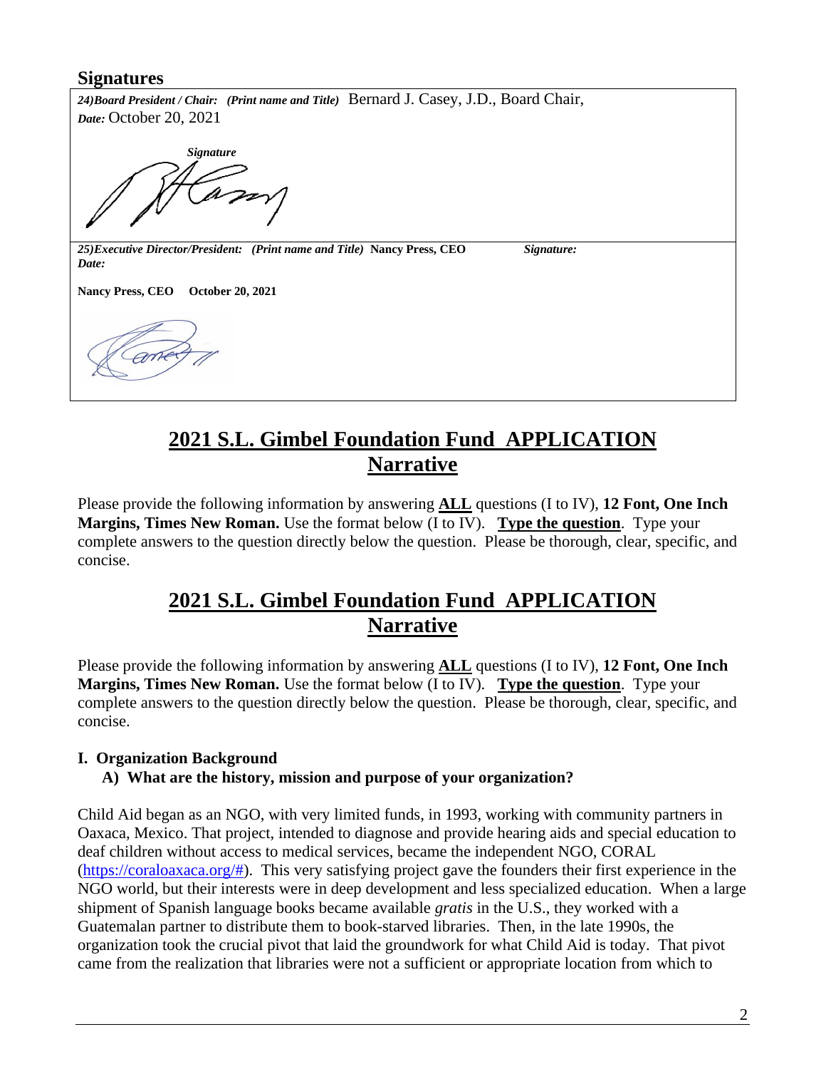## Signatures

| |
|---|
| ***24)Board President / Chair: (Print name and Title)*** Bernard J. Casey, J.D., Board Chair,<br>***Date:*** October 20, 2021<br><br>***Signature*** |
| ***25)Executive Director/President: (Print name and Title)*** **Nancy Press, CEO** ***Signature:***<br>***Date:***<br><br>**Nancy Press, CEO October 20, 2021** |

# 2021 S.L. Gimbel Foundation Fund APPLICATION Narrative

Please provide the following information by answering **ALL** questions (I to IV), **12 Font, One Inch Margins, Times New Roman.** Use the format below (I to IV). **Type the question**. Type your complete answers to the question directly below the question. Please be thorough, clear, specific, and concise.

# 2021 S.L. Gimbel Foundation Fund APPLICATION Narrative

Please provide the following information by answering **ALL** questions (I to IV), **12 Font, One Inch Margins, Times New Roman.** Use the format below (I to IV). **Type the question**. Type your complete answers to the question directly below the question. Please be thorough, clear, specific, and concise.

**I. Organization Background**

**A) What are the history, mission and purpose of your organization?**

Child Aid began as an NGO, with very limited funds, in 1993, working with community partners in Oaxaca, Mexico. That project, intended to diagnose and provide hearing aids and special education to deaf children without access to medical services, became the independent NGO, CORAL (https://coraloaxaca.org/#). This very satisfying project gave the founders their first experience in the NGO world, but their interests were in deep development and less specialized education. When a large shipment of Spanish language books became available *gratis* in the U.S., they worked with a Guatemalan partner to distribute them to book-starved libraries. Then, in the late 1990s, the organization took the crucial pivot that laid the groundwork for what Child Aid is today. That pivot came from the realization that libraries were not a sufficient or appropriate location from which to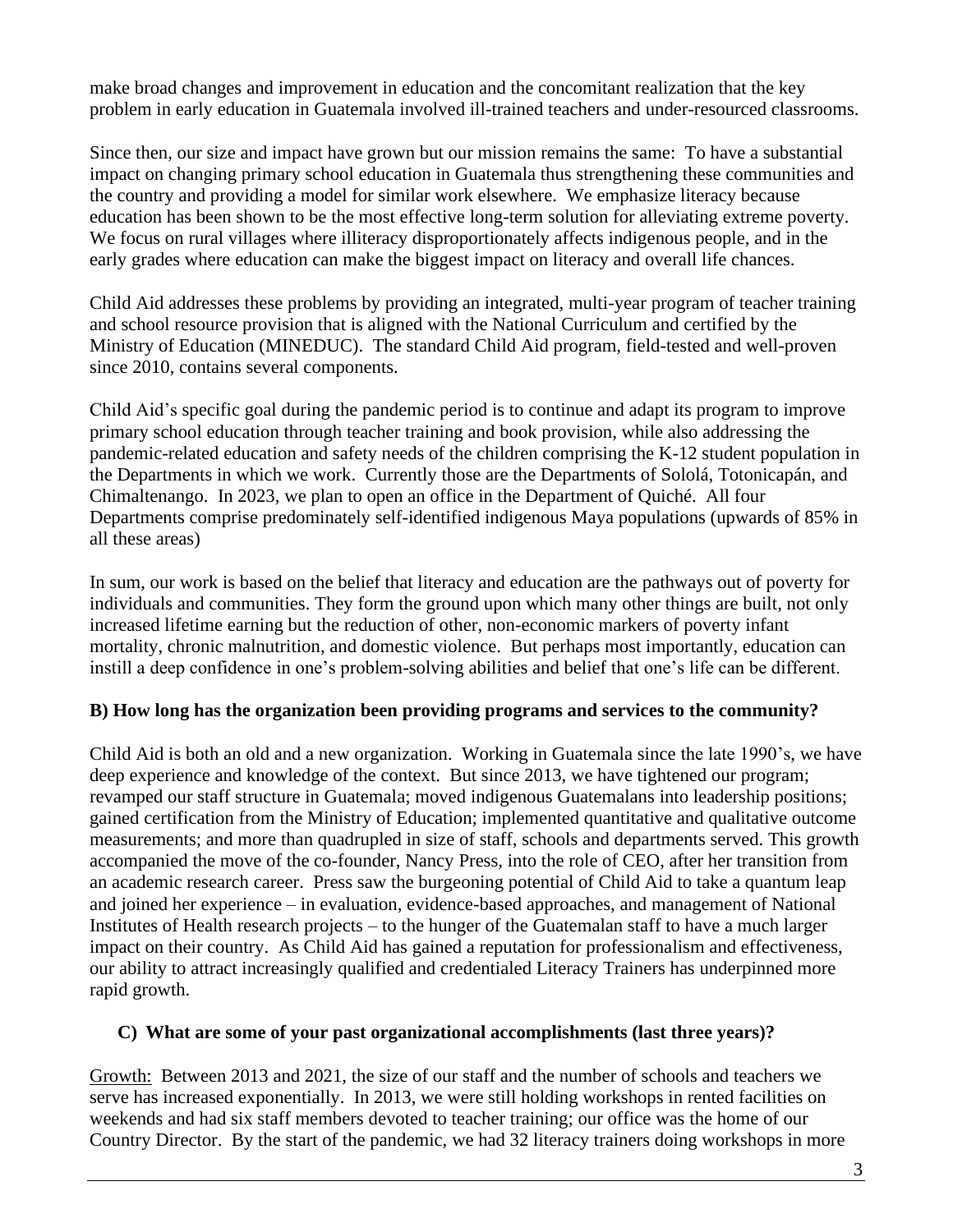make broad changes and improvement in education and the concomitant realization that the key problem in early education in Guatemala involved ill-trained teachers and under-resourced classrooms.

Since then, our size and impact have grown but our mission remains the same: To have a substantial impact on changing primary school education in Guatemala thus strengthening these communities and the country and providing a model for similar work elsewhere. We emphasize literacy because education has been shown to be the most effective long-term solution for alleviating extreme poverty. We focus on rural villages where illiteracy disproportionately affects indigenous people, and in the early grades where education can make the biggest impact on literacy and overall life chances.

Child Aid addresses these problems by providing an integrated, multi-year program of teacher training and school resource provision that is aligned with the National Curriculum and certified by the Ministry of Education (MINEDUC). The standard Child Aid program, field-tested and well-proven since 2010, contains several components.

Child Aid's specific goal during the pandemic period is to continue and adapt its program to improve primary school education through teacher training and book provision, while also addressing the pandemic-related education and safety needs of the children comprising the K-12 student population in the Departments in which we work. Currently those are the Departments of Sololá, Totonicapán, and Chimaltenango. In 2023, we plan to open an office in the Department of Quiché. All four Departments comprise predominately self-identified indigenous Maya populations (upwards of 85% in all these areas)

In sum, our work is based on the belief that literacy and education are the pathways out of poverty for individuals and communities. They form the ground upon which many other things are built, not only increased lifetime earning but the reduction of other, non-economic markers of poverty infant mortality, chronic malnutrition, and domestic violence. But perhaps most importantly, education can instill a deep confidence in one's problem-solving abilities and belief that one's life can be different.

**B) How long has the organization been providing programs and services to the community?**

Child Aid is both an old and a new organization. Working in Guatemala since the late 1990's, we have deep experience and knowledge of the context. But since 2013, we have tightened our program; revamped our staff structure in Guatemala; moved indigenous Guatemalans into leadership positions; gained certification from the Ministry of Education; implemented quantitative and qualitative outcome measurements; and more than quadrupled in size of staff, schools and departments served. This growth accompanied the move of the co-founder, Nancy Press, into the role of CEO, after her transition from an academic research career. Press saw the burgeoning potential of Child Aid to take a quantum leap and joined her experience – in evaluation, evidence-based approaches, and management of National Institutes of Health research projects – to the hunger of the Guatemalan staff to have a much larger impact on their country. As Child Aid has gained a reputation for professionalism and effectiveness, our ability to attract increasingly qualified and credentialed Literacy Trainers has underpinned more rapid growth.

**C) What are some of your past organizational accomplishments (last three years)?**

Growth: Between 2013 and 2021, the size of our staff and the number of schools and teachers we serve has increased exponentially. In 2013, we were still holding workshops in rented facilities on weekends and had six staff members devoted to teacher training; our office was the home of our Country Director. By the start of the pandemic, we had 32 literacy trainers doing workshops in more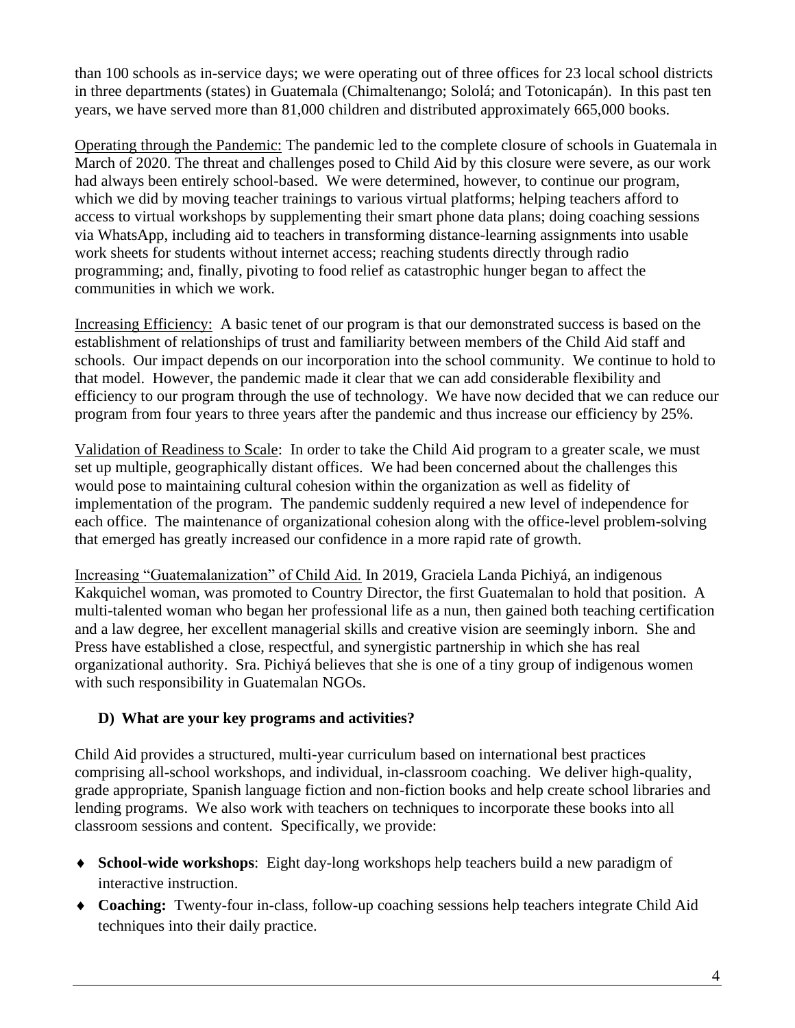than 100 schools as in-service days; we were operating out of three offices for 23 local school districts in three departments (states) in Guatemala (Chimaltenango; Sololá; and Totonicapán). In this past ten years, we have served more than 81,000 children and distributed approximately 665,000 books.

Operating through the Pandemic: The pandemic led to the complete closure of schools in Guatemala in March of 2020. The threat and challenges posed to Child Aid by this closure were severe, as our work had always been entirely school-based. We were determined, however, to continue our program, which we did by moving teacher trainings to various virtual platforms; helping teachers afford to access to virtual workshops by supplementing their smart phone data plans; doing coaching sessions via WhatsApp, including aid to teachers in transforming distance-learning assignments into usable work sheets for students without internet access; reaching students directly through radio programming; and, finally, pivoting to food relief as catastrophic hunger began to affect the communities in which we work.

Increasing Efficiency: A basic tenet of our program is that our demonstrated success is based on the establishment of relationships of trust and familiarity between members of the Child Aid staff and schools. Our impact depends on our incorporation into the school community. We continue to hold to that model. However, the pandemic made it clear that we can add considerable flexibility and efficiency to our program through the use of technology. We have now decided that we can reduce our program from four years to three years after the pandemic and thus increase our efficiency by 25%.

Validation of Readiness to Scale: In order to take the Child Aid program to a greater scale, we must set up multiple, geographically distant offices. We had been concerned about the challenges this would pose to maintaining cultural cohesion within the organization as well as fidelity of implementation of the program. The pandemic suddenly required a new level of independence for each office. The maintenance of organizational cohesion along with the office-level problem-solving that emerged has greatly increased our confidence in a more rapid rate of growth.

Increasing "Guatemalanization" of Child Aid. In 2019, Graciela Landa Pichiyá, an indigenous Kakquichel woman, was promoted to Country Director, the first Guatemalan to hold that position. A multi-talented woman who began her professional life as a nun, then gained both teaching certification and a law degree, her excellent managerial skills and creative vision are seemingly inborn. She and Press have established a close, respectful, and synergistic partnership in which she has real organizational authority. Sra. Pichiyá believes that she is one of a tiny group of indigenous women with such responsibility in Guatemalan NGOs.

### D) What are your key programs and activities?

Child Aid provides a structured, multi-year curriculum based on international best practices comprising all-school workshops, and individual, in-classroom coaching. We deliver high-quality, grade appropriate, Spanish language fiction and non-fiction books and help create school libraries and lending programs. We also work with teachers on techniques to incorporate these books into all classroom sessions and content. Specifically, we provide:

- **School-wide workshops**: Eight day-long workshops help teachers build a new paradigm of interactive instruction.
- **Coaching:** Twenty-four in-class, follow-up coaching sessions help teachers integrate Child Aid techniques into their daily practice.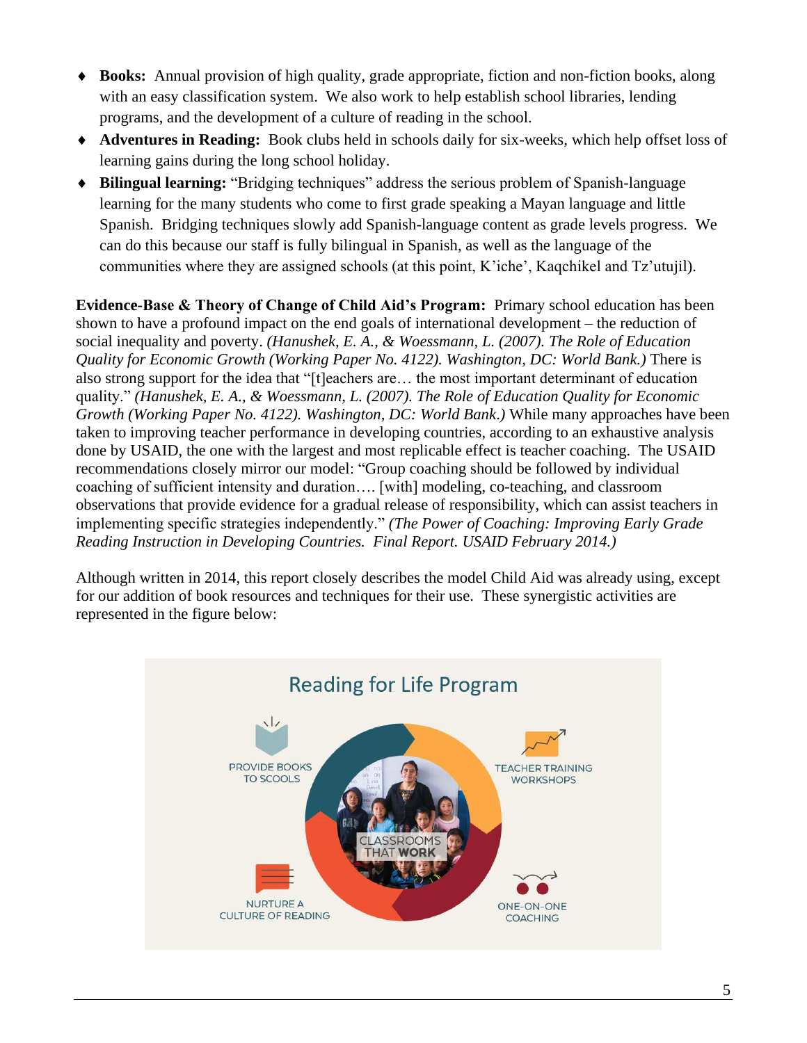- **Books:** Annual provision of high quality, grade appropriate, fiction and non-fiction books, along with an easy classification system. We also work to help establish school libraries, lending programs, and the development of a culture of reading in the school.
- **Adventures in Reading:** Book clubs held in schools daily for six-weeks, which help offset loss of learning gains during the long school holiday.
- **Bilingual learning:** "Bridging techniques" address the serious problem of Spanish-language learning for the many students who come to first grade speaking a Mayan language and little Spanish. Bridging techniques slowly add Spanish-language content as grade levels progress. We can do this because our staff is fully bilingual in Spanish, as well as the language of the communities where they are assigned schools (at this point, K'iche', Kaqchikel and Tz'utujil).

**Evidence-Base & Theory of Change of Child Aid's Program:** Primary school education has been shown to have a profound impact on the end goals of international development – the reduction of social inequality and poverty. *(Hanushek, E. A., & Woessmann, L. (2007). The Role of Education Quality for Economic Growth (Working Paper No. 4122). Washington, DC: World Bank.)* There is also strong support for the idea that "[t]eachers are… the most important determinant of education quality." *(Hanushek, E. A., & Woessmann, L. (2007). The Role of Education Quality for Economic Growth (Working Paper No. 4122). Washington, DC: World Bank.)* While many approaches have been taken to improving teacher performance in developing countries, according to an exhaustive analysis done by USAID, the one with the largest and most replicable effect is teacher coaching. The USAID recommendations closely mirror our model: "Group coaching should be followed by individual coaching of sufficient intensity and duration…. [with] modeling, co-teaching, and classroom observations that provide evidence for a gradual release of responsibility, which can assist teachers in implementing specific strategies independently." *(The Power of Coaching: Improving Early Grade Reading Instruction in Developing Countries. Final Report. USAID February 2014.)*

Although written in 2014, this report closely describes the model Child Aid was already using, except for our addition of book resources and techniques for their use. These synergistic activities are represented in the figure below:

Reading for Life Program

PROVIDE BOOKS TO SCOOLS

TEACHER TRAINING WORKSHOPS

CLASSROOMS THAT WORK

NURTURE A CULTURE OF READING

ONE-ON-ONE COACHING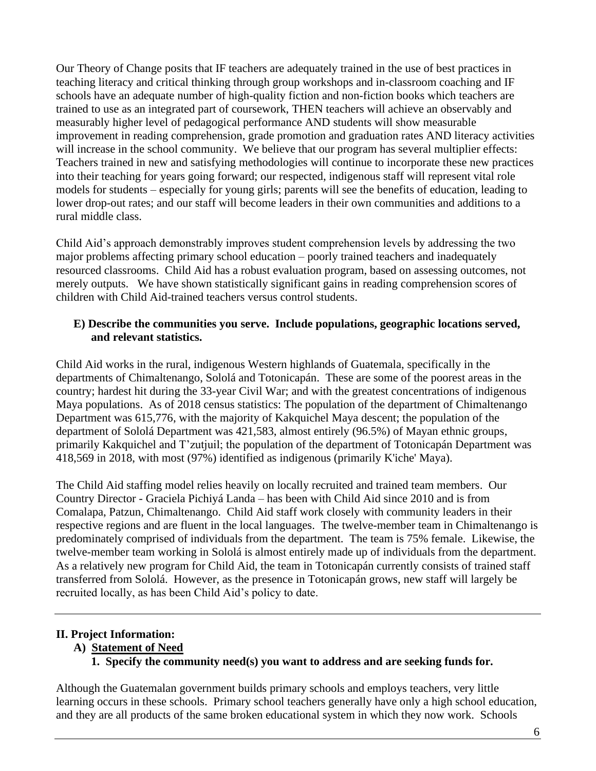Our Theory of Change posits that IF teachers are adequately trained in the use of best practices in teaching literacy and critical thinking through group workshops and in-classroom coaching and IF schools have an adequate number of high-quality fiction and non-fiction books which teachers are trained to use as an integrated part of coursework, THEN teachers will achieve an observably and measurably higher level of pedagogical performance AND students will show measurable improvement in reading comprehension, grade promotion and graduation rates AND literacy activities will increase in the school community. We believe that our program has several multiplier effects: Teachers trained in new and satisfying methodologies will continue to incorporate these new practices into their teaching for years going forward; our respected, indigenous staff will represent vital role models for students – especially for young girls; parents will see the benefits of education, leading to lower drop-out rates; and our staff will become leaders in their own communities and additions to a rural middle class.

Child Aid's approach demonstrably improves student comprehension levels by addressing the two major problems affecting primary school education – poorly trained teachers and inadequately resourced classrooms. Child Aid has a robust evaluation program, based on assessing outcomes, not merely outputs. We have shown statistically significant gains in reading comprehension scores of children with Child Aid-trained teachers versus control students.

**E) Describe the communities you serve. Include populations, geographic locations served, and relevant statistics.**

Child Aid works in the rural, indigenous Western highlands of Guatemala, specifically in the departments of Chimaltenango, Sololá and Totonicapán. These are some of the poorest areas in the country; hardest hit during the 33-year Civil War; and with the greatest concentrations of indigenous Maya populations. As of 2018 census statistics: The population of the department of Chimaltenango Department was 615,776, with the majority of Kakquichel Maya descent; the population of the department of Sololá Department was 421,583, almost entirely (96.5%) of Mayan ethnic groups, primarily Kakquichel and T'zutjuil; the population of the department of Totonicapán Department was 418,569 in 2018, with most (97%) identified as indigenous (primarily K'iche' Maya).

The Child Aid staffing model relies heavily on locally recruited and trained team members. Our Country Director - Graciela Pichiyá Landa – has been with Child Aid since 2010 and is from Comalapa, Patzun, Chimaltenango. Child Aid staff work closely with community leaders in their respective regions and are fluent in the local languages. The twelve-member team in Chimaltenango is predominately comprised of individuals from the department. The team is 75% female. Likewise, the twelve-member team working in Sololá is almost entirely made up of individuals from the department. As a relatively new program for Child Aid, the team in Totonicapán currently consists of trained staff transferred from Sololá. However, as the presence in Totonicapán grows, new staff will largely be recruited locally, as has been Child Aid's policy to date.

---

## II. Project Information:

### A) Statement of Need

**1. Specify the community need(s) you want to address and are seeking funds for.**

Although the Guatemalan government builds primary schools and employs teachers, very little learning occurs in these schools. Primary school teachers generally have only a high school education, and they are all products of the same broken educational system in which they now work. Schools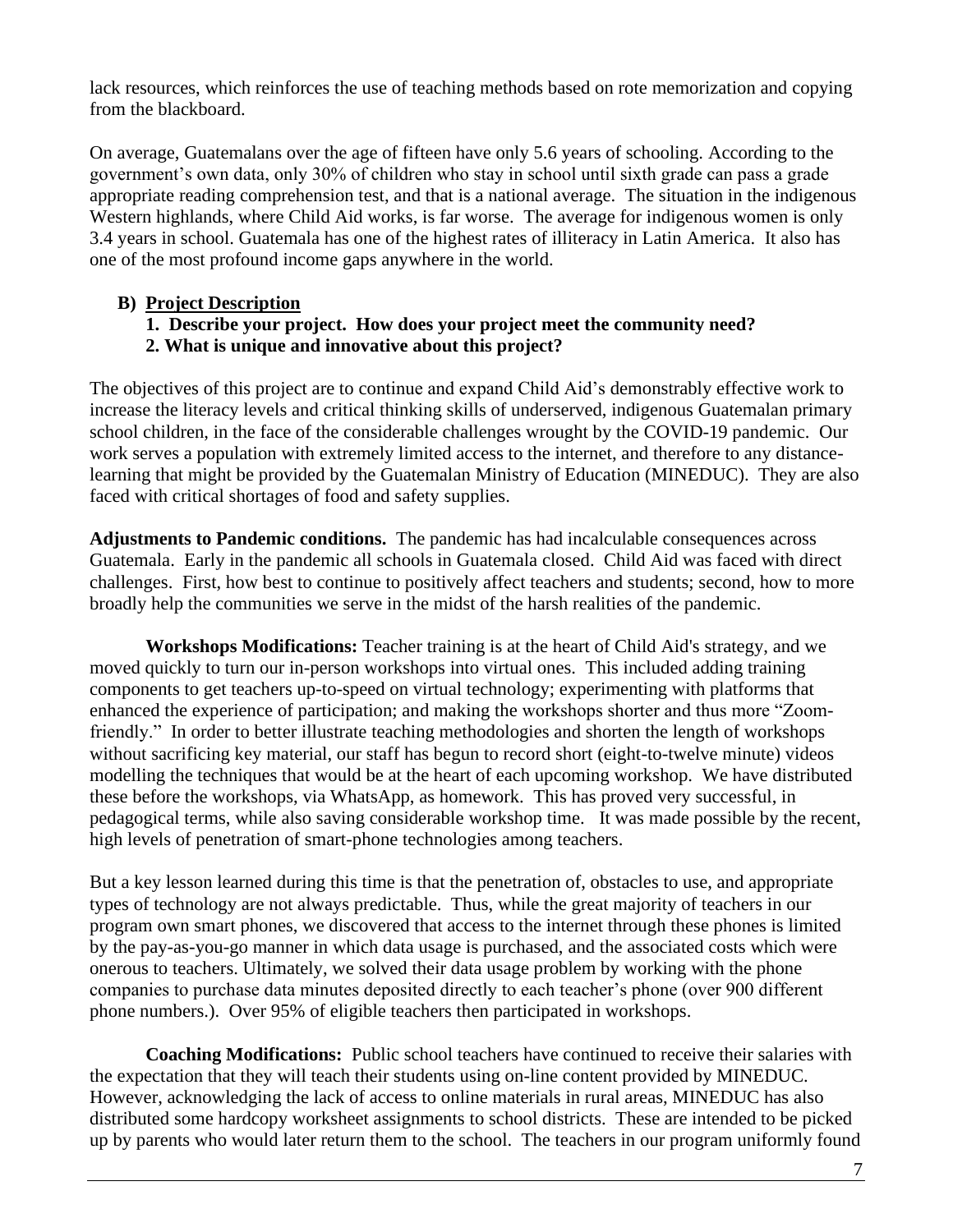lack resources, which reinforces the use of teaching methods based on rote memorization and copying from the blackboard.

On average, Guatemalans over the age of fifteen have only 5.6 years of schooling. According to the government's own data, only 30% of children who stay in school until sixth grade can pass a grade appropriate reading comprehension test, and that is a national average. The situation in the indigenous Western highlands, where Child Aid works, is far worse. The average for indigenous women is only 3.4 years in school. Guatemala has one of the highest rates of illiteracy in Latin America. It also has one of the most profound income gaps anywhere in the world.

## B) Project Description

**1. Describe your project. How does your project meet the community need?**

**2. What is unique and innovative about this project?**

The objectives of this project are to continue and expand Child Aid's demonstrably effective work to increase the literacy levels and critical thinking skills of underserved, indigenous Guatemalan primary school children, in the face of the considerable challenges wrought by the COVID-19 pandemic. Our work serves a population with extremely limited access to the internet, and therefore to any distance-learning that might be provided by the Guatemalan Ministry of Education (MINEDUC). They are also faced with critical shortages of food and safety supplies.

**Adjustments to Pandemic conditions.** The pandemic has had incalculable consequences across Guatemala. Early in the pandemic all schools in Guatemala closed. Child Aid was faced with direct challenges. First, how best to continue to positively affect teachers and students; second, how to more broadly help the communities we serve in the midst of the harsh realities of the pandemic.

**Workshops Modifications:** Teacher training is at the heart of Child Aid's strategy, and we moved quickly to turn our in-person workshops into virtual ones. This included adding training components to get teachers up-to-speed on virtual technology; experimenting with platforms that enhanced the experience of participation; and making the workshops shorter and thus more "Zoom-friendly." In order to better illustrate teaching methodologies and shorten the length of workshops without sacrificing key material, our staff has begun to record short (eight-to-twelve minute) videos modelling the techniques that would be at the heart of each upcoming workshop. We have distributed these before the workshops, via WhatsApp, as homework. This has proved very successful, in pedagogical terms, while also saving considerable workshop time. It was made possible by the recent, high levels of penetration of smart-phone technologies among teachers.

But a key lesson learned during this time is that the penetration of, obstacles to use, and appropriate types of technology are not always predictable. Thus, while the great majority of teachers in our program own smart phones, we discovered that access to the internet through these phones is limited by the pay-as-you-go manner in which data usage is purchased, and the associated costs which were onerous to teachers. Ultimately, we solved their data usage problem by working with the phone companies to purchase data minutes deposited directly to each teacher's phone (over 900 different phone numbers.). Over 95% of eligible teachers then participated in workshops.

**Coaching Modifications:** Public school teachers have continued to receive their salaries with the expectation that they will teach their students using on-line content provided by MINEDUC. However, acknowledging the lack of access to online materials in rural areas, MINEDUC has also distributed some hardcopy worksheet assignments to school districts. These are intended to be picked up by parents who would later return them to the school. The teachers in our program uniformly found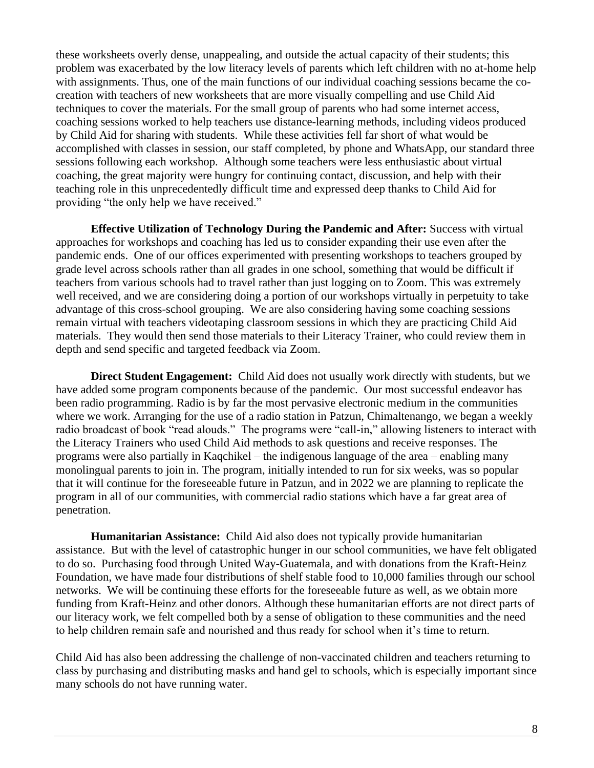these worksheets overly dense, unappealing, and outside the actual capacity of their students; this problem was exacerbated by the low literacy levels of parents which left children with no at-home help with assignments. Thus, one of the main functions of our individual coaching sessions became the co-creation with teachers of new worksheets that are more visually compelling and use Child Aid techniques to cover the materials. For the small group of parents who had some internet access, coaching sessions worked to help teachers use distance-learning methods, including videos produced by Child Aid for sharing with students. While these activities fell far short of what would be accomplished with classes in session, our staff completed, by phone and WhatsApp, our standard three sessions following each workshop. Although some teachers were less enthusiastic about virtual coaching, the great majority were hungry for continuing contact, discussion, and help with their teaching role in this unprecedentedly difficult time and expressed deep thanks to Child Aid for providing "the only help we have received."

**Effective Utilization of Technology During the Pandemic and After:** Success with virtual approaches for workshops and coaching has led us to consider expanding their use even after the pandemic ends. One of our offices experimented with presenting workshops to teachers grouped by grade level across schools rather than all grades in one school, something that would be difficult if teachers from various schools had to travel rather than just logging on to Zoom. This was extremely well received, and we are considering doing a portion of our workshops virtually in perpetuity to take advantage of this cross-school grouping. We are also considering having some coaching sessions remain virtual with teachers videotaping classroom sessions in which they are practicing Child Aid materials. They would then send those materials to their Literacy Trainer, who could review them in depth and send specific and targeted feedback via Zoom.

**Direct Student Engagement:** Child Aid does not usually work directly with students, but we have added some program components because of the pandemic. Our most successful endeavor has been radio programming. Radio is by far the most pervasive electronic medium in the communities where we work. Arranging for the use of a radio station in Patzun, Chimaltenango, we began a weekly radio broadcast of book "read alouds." The programs were "call-in," allowing listeners to interact with the Literacy Trainers who used Child Aid methods to ask questions and receive responses. The programs were also partially in Kaqchikel – the indigenous language of the area – enabling many monolingual parents to join in. The program, initially intended to run for six weeks, was so popular that it will continue for the foreseeable future in Patzun, and in 2022 we are planning to replicate the program in all of our communities, with commercial radio stations which have a far great area of penetration.

**Humanitarian Assistance:** Child Aid also does not typically provide humanitarian assistance. But with the level of catastrophic hunger in our school communities, we have felt obligated to do so. Purchasing food through United Way-Guatemala, and with donations from the Kraft-Heinz Foundation, we have made four distributions of shelf stable food to 10,000 families through our school networks. We will be continuing these efforts for the foreseeable future as well, as we obtain more funding from Kraft-Heinz and other donors. Although these humanitarian efforts are not direct parts of our literacy work, we felt compelled both by a sense of obligation to these communities and the need to help children remain safe and nourished and thus ready for school when it's time to return.

Child Aid has also been addressing the challenge of non-vaccinated children and teachers returning to class by purchasing and distributing masks and hand gel to schools, which is especially important since many schools do not have running water.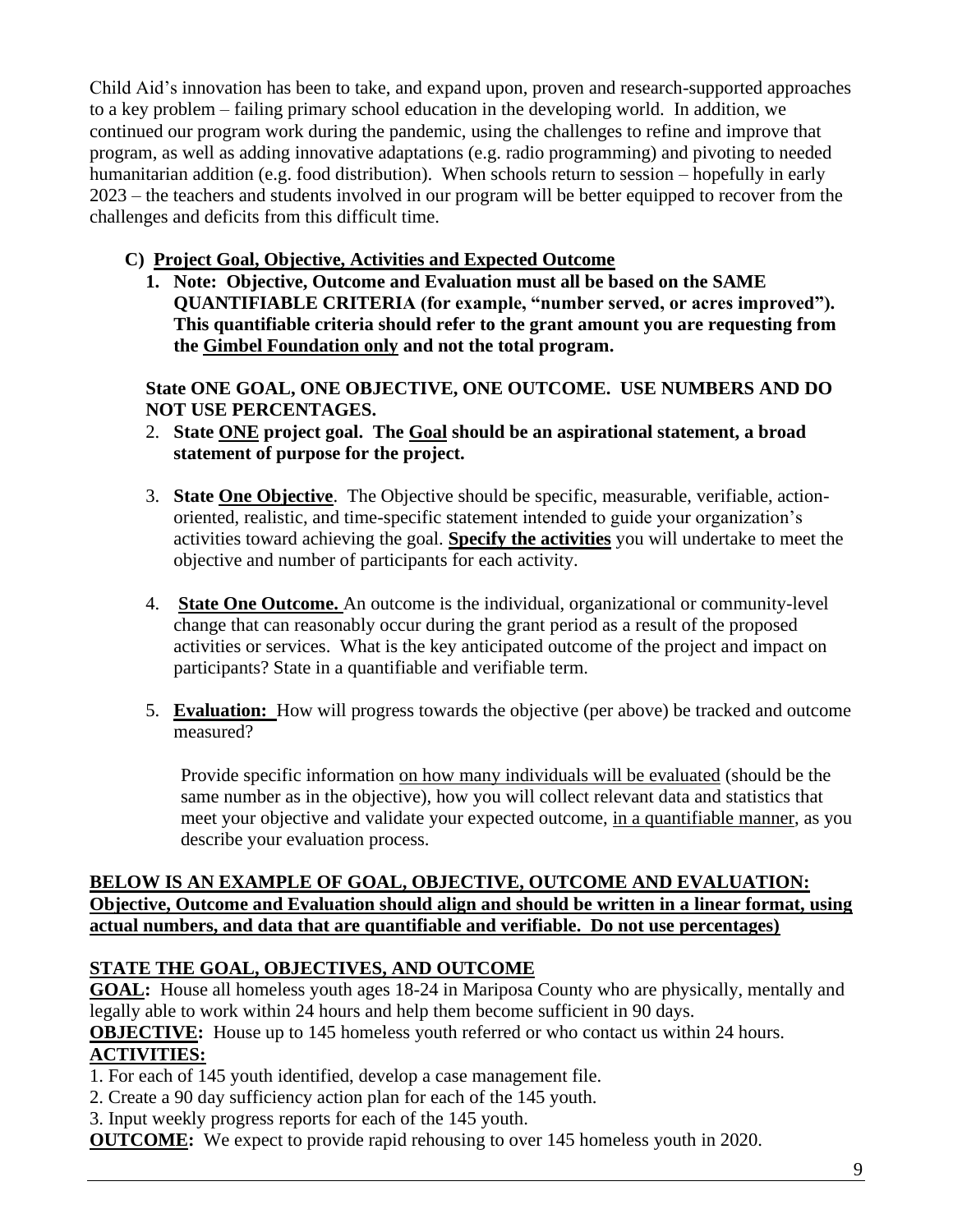Child Aid's innovation has been to take, and expand upon, proven and research-supported approaches to a key problem – failing primary school education in the developing world. In addition, we continued our program work during the pandemic, using the challenges to refine and improve that program, as well as adding innovative adaptations (e.g. radio programming) and pivoting to needed humanitarian addition (e.g. food distribution). When schools return to session – hopefully in early 2023 – the teachers and students involved in our program will be better equipped to recover from the challenges and deficits from this difficult time.

### C) <u>Project Goal, Objective, Activities and Expected Outcome</u>

1. **Note: Objective, Outcome and Evaluation must all be based on the SAME QUANTIFIABLE CRITERIA (for example, "number served, or acres improved"). This quantifiable criteria should refer to the grant amount you are requesting from the <u>Gimbel Foundation only</u> and not the total program.**

**State ONE GOAL, ONE OBJECTIVE, ONE OUTCOME. USE NUMBERS AND DO NOT USE PERCENTAGES.**

2. **State <u>ONE</u> project goal. The <u>Goal</u> should be an aspirational statement, a broad statement of purpose for the project.**

3. **State <u>One Objective</u>**. The Objective should be specific, measurable, verifiable, action-oriented, realistic, and time-specific statement intended to guide your organization's activities toward achieving the goal. **<u>Specify the activities</u>** you will undertake to meet the objective and number of participants for each activity.

4. **<u>State One Outcome.</u>** An outcome is the individual, organizational or community-level change that can reasonably occur during the grant period as a result of the proposed activities or services. What is the key anticipated outcome of the project and impact on participants? State in a quantifiable and verifiable term.

5. **<u>Evaluation:</u>** How will progress towards the objective (per above) be tracked and outcome measured?

   Provide specific information <u>on how many individuals will be evaluated</u> (should be the same number as in the objective), how you will collect relevant data and statistics that meet your objective and validate your expected outcome, <u>in a quantifiable manner</u>, as you describe your evaluation process.

**<u>BELOW IS AN EXAMPLE OF GOAL, OBJECTIVE, OUTCOME AND EVALUATION: Objective, Outcome and Evaluation should align and should be written in a linear format, using actual numbers, and data that are quantifiable and verifiable. Do not use percentages)</u>**

**<u>STATE THE GOAL, OBJECTIVES, AND OUTCOME</u>**

**<u>GOAL</u>:** House all homeless youth ages 18-24 in Mariposa County who are physically, mentally and legally able to work within 24 hours and help them become sufficient in 90 days.

**<u>OBJECTIVE</u>:** House up to 145 homeless youth referred or who contact us within 24 hours.

**<u>ACTIVITIES:</u>**

1. For each of 145 youth identified, develop a case management file.
2. Create a 90 day sufficiency action plan for each of the 145 youth.
3. Input weekly progress reports for each of the 145 youth.

**<u>OUTCOME</u>:** We expect to provide rapid rehousing to over 145 homeless youth in 2020.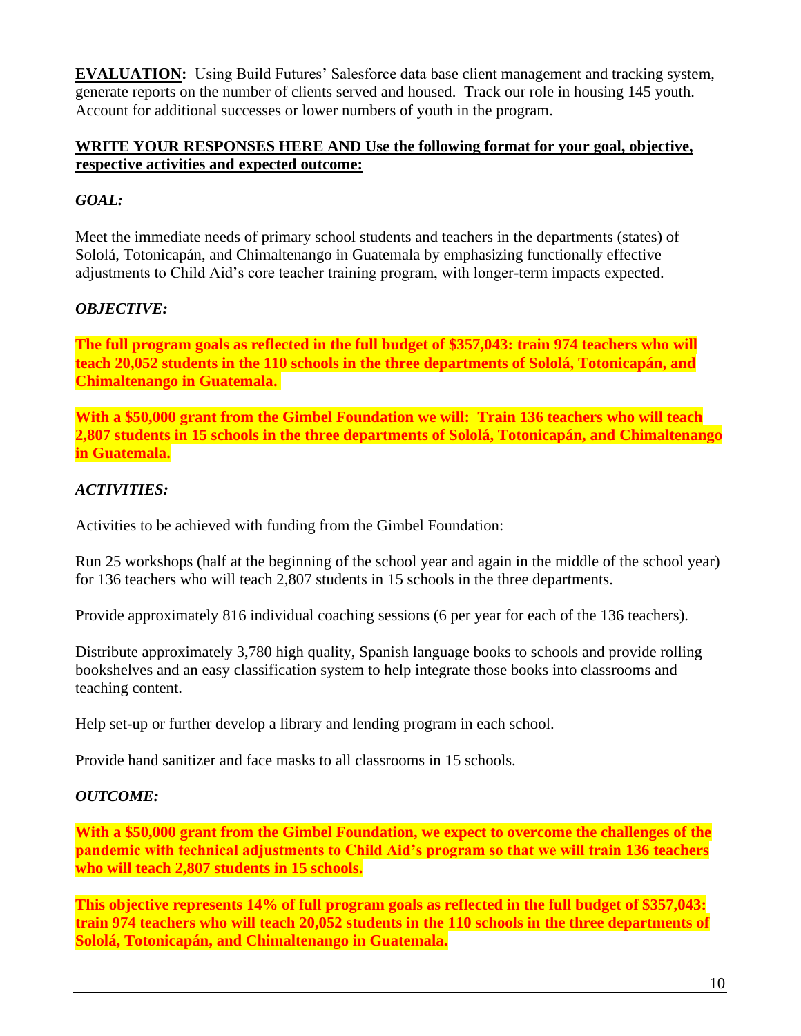**EVALUATION:** Using Build Futures' Salesforce data base client management and tracking system, generate reports on the number of clients served and housed. Track our role in housing 145 youth. Account for additional successes or lower numbers of youth in the program.

**WRITE YOUR RESPONSES HERE AND Use the following format for your goal, objective, respective activities and expected outcome:**

***GOAL:***

Meet the immediate needs of primary school students and teachers in the departments (states) of Sololá, Totonicapán, and Chimaltenango in Guatemala by emphasizing functionally effective adjustments to Child Aid's core teacher training program, with longer-term impacts expected.

***OBJECTIVE:***

**The full program goals as reflected in the full budget of $357,043: train 974 teachers who will teach 20,052 students in the 110 schools in the three departments of Sololá, Totonicapán, and Chimaltenango in Guatemala.**

**With a $50,000 grant from the Gimbel Foundation we will: Train 136 teachers who will teach 2,807 students in 15 schools in the three departments of Sololá, Totonicapán, and Chimaltenango in Guatemala.**

***ACTIVITIES:***

Activities to be achieved with funding from the Gimbel Foundation:

Run 25 workshops (half at the beginning of the school year and again in the middle of the school year) for 136 teachers who will teach 2,807 students in 15 schools in the three departments.

Provide approximately 816 individual coaching sessions (6 per year for each of the 136 teachers).

Distribute approximately 3,780 high quality, Spanish language books to schools and provide rolling bookshelves and an easy classification system to help integrate those books into classrooms and teaching content.

Help set-up or further develop a library and lending program in each school.

Provide hand sanitizer and face masks to all classrooms in 15 schools.

***OUTCOME:***

**With a $50,000 grant from the Gimbel Foundation, we expect to overcome the challenges of the pandemic with technical adjustments to Child Aid's program so that we will train 136 teachers who will teach 2,807 students in 15 schools.**

**This objective represents 14% of full program goals as reflected in the full budget of $357,043: train 974 teachers who will teach 20,052 students in the 110 schools in the three departments of Sololá, Totonicapán, and Chimaltenango in Guatemala.**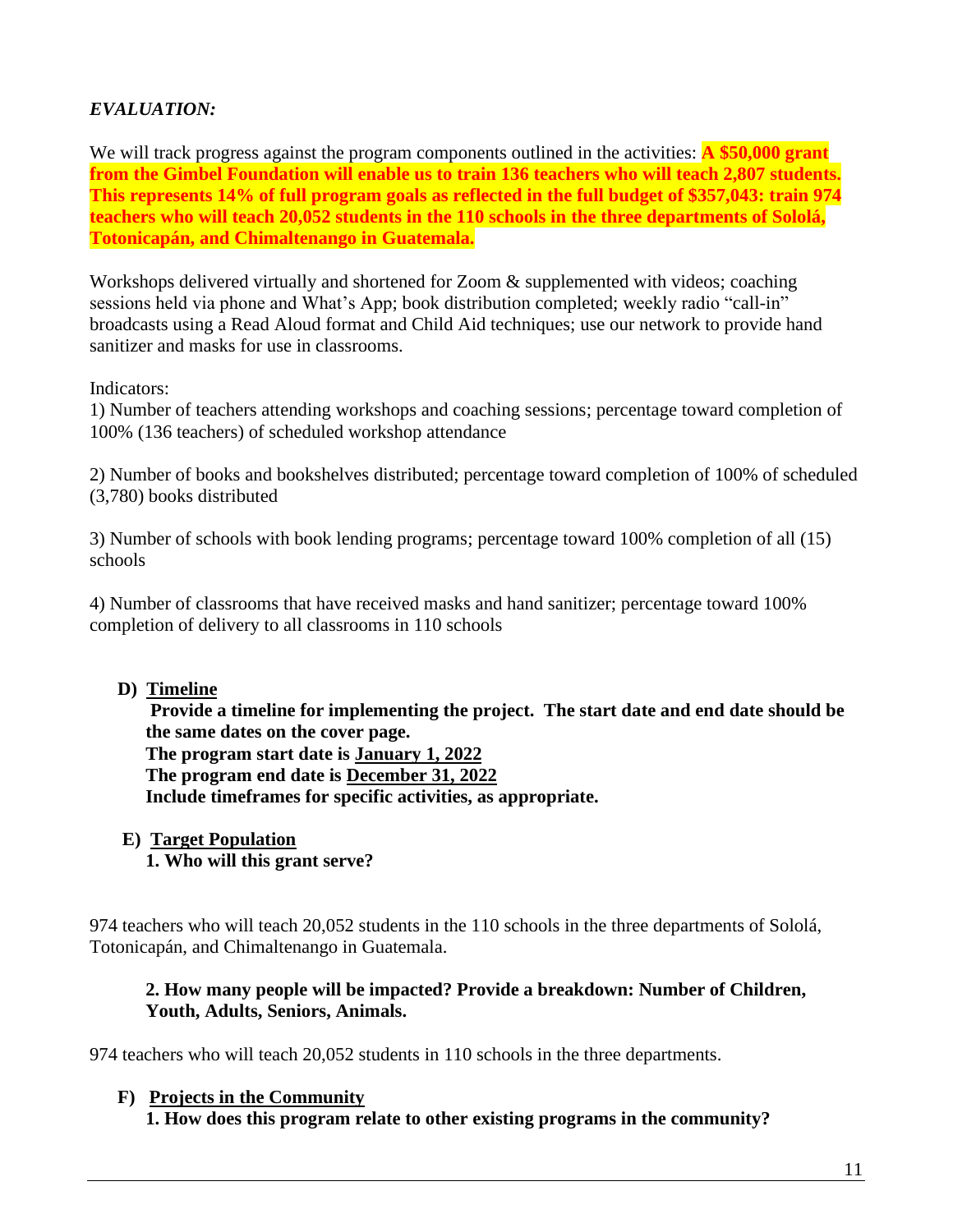*EVALUATION:*

We will track progress against the program components outlined in the activities: **A $50,000 grant from the Gimbel Foundation will enable us to train 136 teachers who will teach 2,807 students. This represents 14% of full program goals as reflected in the full budget of $357,043: train 974 teachers who will teach 20,052 students in the 110 schools in the three departments of Sololá, Totonicapán, and Chimaltenango in Guatemala.**

Workshops delivered virtually and shortened for Zoom & supplemented with videos; coaching sessions held via phone and What's App; book distribution completed; weekly radio "call-in" broadcasts using a Read Aloud format and Child Aid techniques; use our network to provide hand sanitizer and masks for use in classrooms.

Indicators:

1) Number of teachers attending workshops and coaching sessions; percentage toward completion of 100% (136 teachers) of scheduled workshop attendance

2) Number of books and bookshelves distributed; percentage toward completion of 100% of scheduled (3,780) books distributed

3) Number of schools with book lending programs; percentage toward 100% completion of all (15) schools

4) Number of classrooms that have received masks and hand sanitizer; percentage toward 100% completion of delivery to all classrooms in 110 schools

**D) Timeline**

**Provide a timeline for implementing the project. The start date and end date should be the same dates on the cover page.**
**The program start date is January 1, 2022**
**The program end date is December 31, 2022**
**Include timeframes for specific activities, as appropriate.**

**E) Target Population**

**1. Who will this grant serve?**

974 teachers who will teach 20,052 students in the 110 schools in the three departments of Sololá, Totonicapán, and Chimaltenango in Guatemala.

**2. How many people will be impacted? Provide a breakdown: Number of Children, Youth, Adults, Seniors, Animals.**

974 teachers who will teach 20,052 students in 110 schools in the three departments.

**F) Projects in the Community**

**1. How does this program relate to other existing programs in the community?**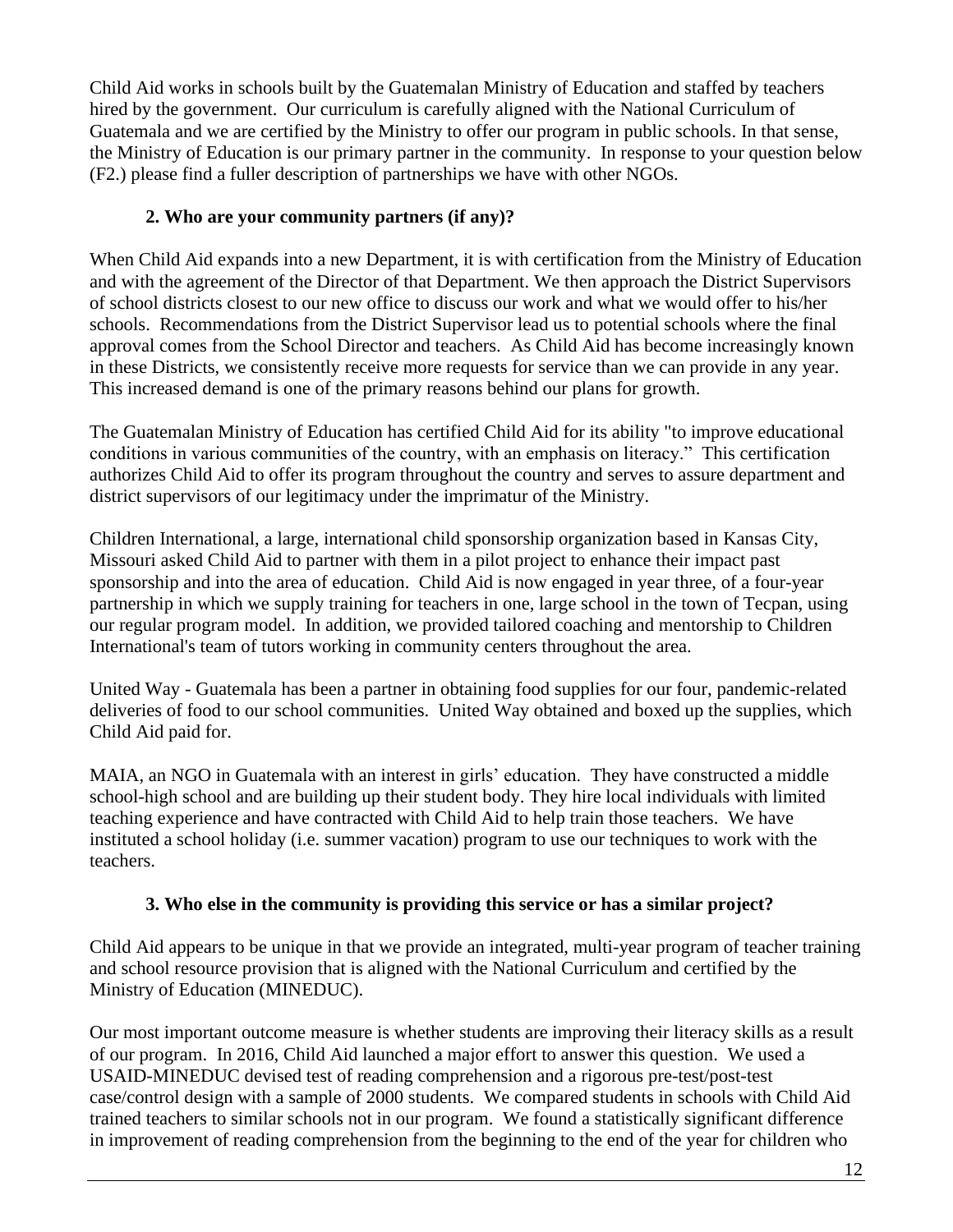Child Aid works in schools built by the Guatemalan Ministry of Education and staffed by teachers hired by the government. Our curriculum is carefully aligned with the National Curriculum of Guatemala and we are certified by the Ministry to offer our program in public schools. In that sense, the Ministry of Education is our primary partner in the community. In response to your question below (F2.) please find a fuller description of partnerships we have with other NGOs.

### 2. Who are your community partners (if any)?

When Child Aid expands into a new Department, it is with certification from the Ministry of Education and with the agreement of the Director of that Department. We then approach the District Supervisors of school districts closest to our new office to discuss our work and what we would offer to his/her schools. Recommendations from the District Supervisor lead us to potential schools where the final approval comes from the School Director and teachers. As Child Aid has become increasingly known in these Districts, we consistently receive more requests for service than we can provide in any year. This increased demand is one of the primary reasons behind our plans for growth.

The Guatemalan Ministry of Education has certified Child Aid for its ability "to improve educational conditions in various communities of the country, with an emphasis on literacy." This certification authorizes Child Aid to offer its program throughout the country and serves to assure department and district supervisors of our legitimacy under the imprimatur of the Ministry.

Children International, a large, international child sponsorship organization based in Kansas City, Missouri asked Child Aid to partner with them in a pilot project to enhance their impact past sponsorship and into the area of education. Child Aid is now engaged in year three, of a four-year partnership in which we supply training for teachers in one, large school in the town of Tecpan, using our regular program model. In addition, we provided tailored coaching and mentorship to Children International's team of tutors working in community centers throughout the area.

United Way - Guatemala has been a partner in obtaining food supplies for our four, pandemic-related deliveries of food to our school communities. United Way obtained and boxed up the supplies, which Child Aid paid for.

MAIA, an NGO in Guatemala with an interest in girls' education. They have constructed a middle school-high school and are building up their student body. They hire local individuals with limited teaching experience and have contracted with Child Aid to help train those teachers. We have instituted a school holiday (i.e. summer vacation) program to use our techniques to work with the teachers.

### 3. Who else in the community is providing this service or has a similar project?

Child Aid appears to be unique in that we provide an integrated, multi-year program of teacher training and school resource provision that is aligned with the National Curriculum and certified by the Ministry of Education (MINEDUC).

Our most important outcome measure is whether students are improving their literacy skills as a result of our program. In 2016, Child Aid launched a major effort to answer this question. We used a USAID-MINEDUC devised test of reading comprehension and a rigorous pre-test/post-test case/control design with a sample of 2000 students. We compared students in schools with Child Aid trained teachers to similar schools not in our program. We found a statistically significant difference in improvement of reading comprehension from the beginning to the end of the year for children who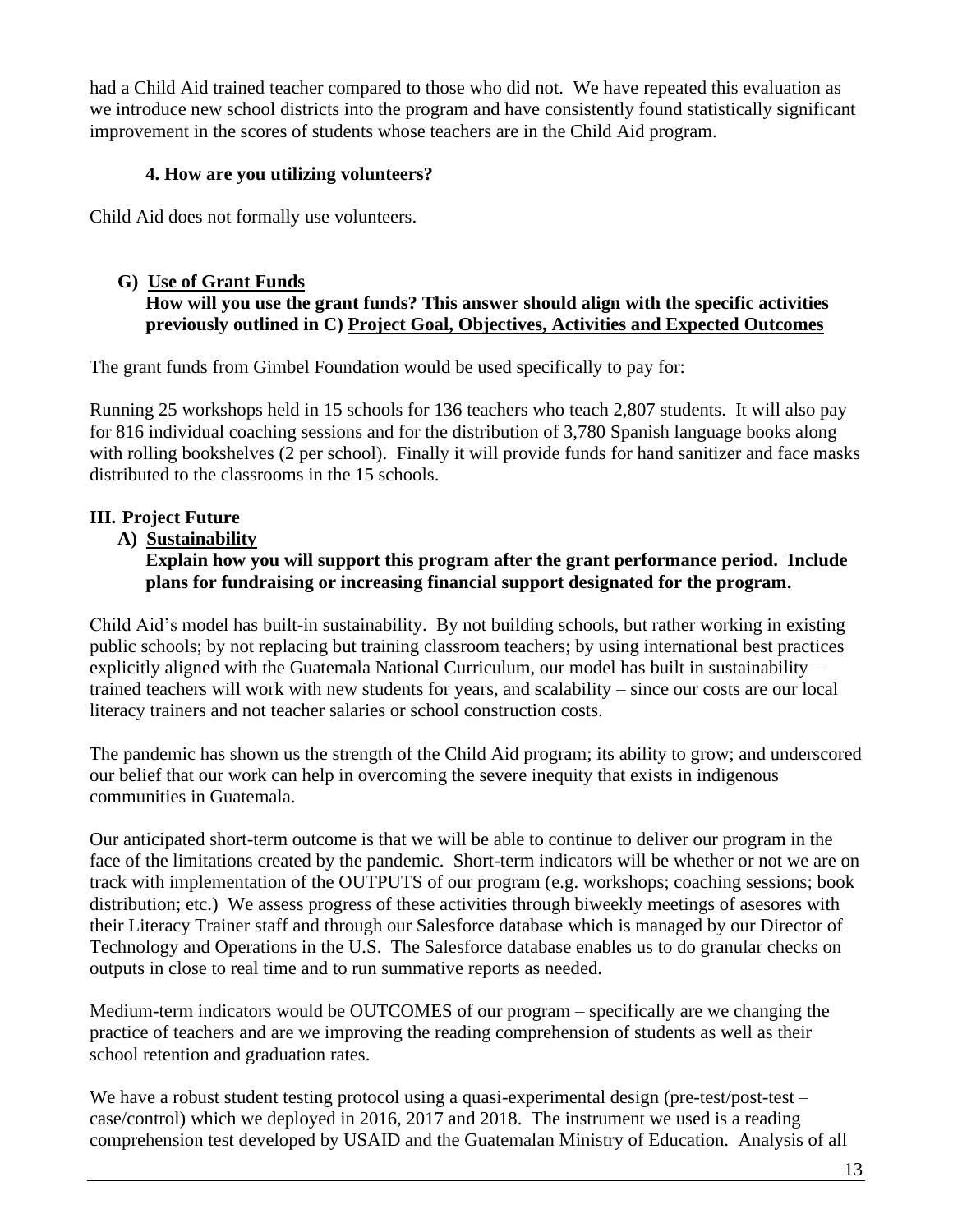had a Child Aid trained teacher compared to those who did not. We have repeated this evaluation as we introduce new school districts into the program and have consistently found statistically significant improvement in the scores of students whose teachers are in the Child Aid program.

**4. How are you utilizing volunteers?**

Child Aid does not formally use volunteers.

**G) <u>Use of Grant Funds</u>**
**How will you use the grant funds? This answer should align with the specific activities previously outlined in C) <u>Project Goal, Objectives, Activities and Expected Outcomes</u>**

The grant funds from Gimbel Foundation would be used specifically to pay for:

Running 25 workshops held in 15 schools for 136 teachers who teach 2,807 students. It will also pay for 816 individual coaching sessions and for the distribution of 3,780 Spanish language books along with rolling bookshelves (2 per school). Finally it will provide funds for hand sanitizer and face masks distributed to the classrooms in the 15 schools.

## III. Project Future

**A) <u>Sustainability</u>**
**Explain how you will support this program after the grant performance period. Include plans for fundraising or increasing financial support designated for the program.**

Child Aid's model has built-in sustainability. By not building schools, but rather working in existing public schools; by not replacing but training classroom teachers; by using international best practices explicitly aligned with the Guatemala National Curriculum, our model has built in sustainability – trained teachers will work with new students for years, and scalability – since our costs are our local literacy trainers and not teacher salaries or school construction costs.

The pandemic has shown us the strength of the Child Aid program; its ability to grow; and underscored our belief that our work can help in overcoming the severe inequity that exists in indigenous communities in Guatemala.

Our anticipated short-term outcome is that we will be able to continue to deliver our program in the face of the limitations created by the pandemic. Short-term indicators will be whether or not we are on track with implementation of the OUTPUTS of our program (e.g. workshops; coaching sessions; book distribution; etc.) We assess progress of these activities through biweekly meetings of asesores with their Literacy Trainer staff and through our Salesforce database which is managed by our Director of Technology and Operations in the U.S. The Salesforce database enables us to do granular checks on outputs in close to real time and to run summative reports as needed.

Medium-term indicators would be OUTCOMES of our program – specifically are we changing the practice of teachers and are we improving the reading comprehension of students as well as their school retention and graduation rates.

We have a robust student testing protocol using a quasi-experimental design (pre-test/post-test – case/control) which we deployed in 2016, 2017 and 2018. The instrument we used is a reading comprehension test developed by USAID and the Guatemalan Ministry of Education. Analysis of all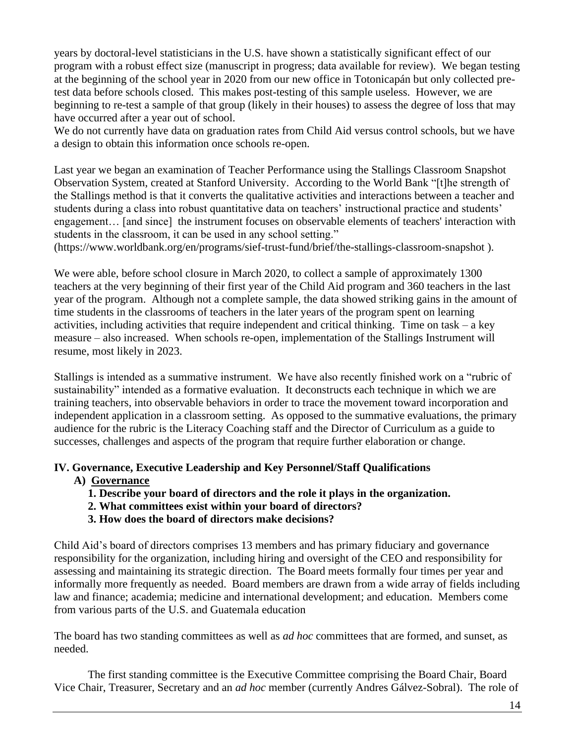years by doctoral-level statisticians in the U.S. have shown a statistically significant effect of our program with a robust effect size (manuscript in progress; data available for review). We began testing at the beginning of the school year in 2020 from our new office in Totonicapán but only collected pre-test data before schools closed. This makes post-testing of this sample useless. However, we are beginning to re-test a sample of that group (likely in their houses) to assess the degree of loss that may have occurred after a year out of school.
We do not currently have data on graduation rates from Child Aid versus control schools, but we have a design to obtain this information once schools re-open.

Last year we began an examination of Teacher Performance using the Stallings Classroom Snapshot Observation System, created at Stanford University. According to the World Bank "[t]he strength of the Stallings method is that it converts the qualitative activities and interactions between a teacher and students during a class into robust quantitative data on teachers' instructional practice and students' engagement… [and since] the instrument focuses on observable elements of teachers' interaction with students in the classroom, it can be used in any school setting."
(https://www.worldbank.org/en/programs/sief-trust-fund/brief/the-stallings-classroom-snapshot ).

We were able, before school closure in March 2020, to collect a sample of approximately 1300 teachers at the very beginning of their first year of the Child Aid program and 360 teachers in the last year of the program. Although not a complete sample, the data showed striking gains in the amount of time students in the classrooms of teachers in the later years of the program spent on learning activities, including activities that require independent and critical thinking. Time on task – a key measure – also increased. When schools re-open, implementation of the Stallings Instrument will resume, most likely in 2023.

Stallings is intended as a summative instrument. We have also recently finished work on a "rubric of sustainability" intended as a formative evaluation. It deconstructs each technique in which we are training teachers, into observable behaviors in order to trace the movement toward incorporation and independent application in a classroom setting. As opposed to the summative evaluations, the primary audience for the rubric is the Literacy Coaching staff and the Director of Curriculum as a guide to successes, challenges and aspects of the program that require further elaboration or change.

## IV. Governance, Executive Leadership and Key Personnel/Staff Qualifications

### A) Governance

**1. Describe your board of directors and the role it plays in the organization.**
**2. What committees exist within your board of directors?**
**3. How does the board of directors make decisions?**

Child Aid's board of directors comprises 13 members and has primary fiduciary and governance responsibility for the organization, including hiring and oversight of the CEO and responsibility for assessing and maintaining its strategic direction. The Board meets formally four times per year and informally more frequently as needed. Board members are drawn from a wide array of fields including law and finance; academia; medicine and international development; and education. Members come from various parts of the U.S. and Guatemala education

The board has two standing committees as well as *ad hoc* committees that are formed, and sunset, as needed.

The first standing committee is the Executive Committee comprising the Board Chair, Board Vice Chair, Treasurer, Secretary and an *ad hoc* member (currently Andres Gálvez-Sobral). The role of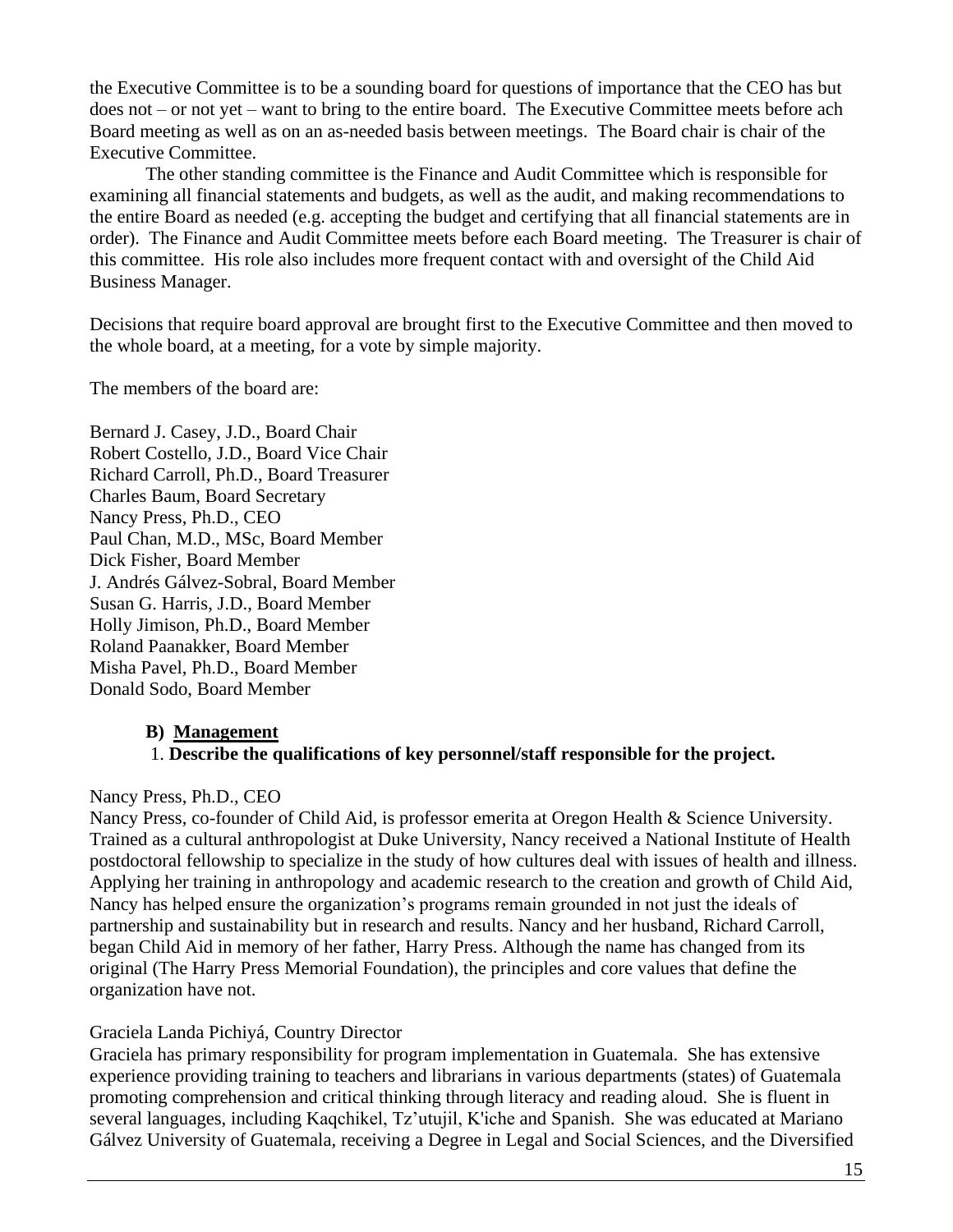the Executive Committee is to be a sounding board for questions of importance that the CEO has but does not – or not yet – want to bring to the entire board. The Executive Committee meets before ach Board meeting as well as on an as-needed basis between meetings. The Board chair is chair of the Executive Committee.

The other standing committee is the Finance and Audit Committee which is responsible for examining all financial statements and budgets, as well as the audit, and making recommendations to the entire Board as needed (e.g. accepting the budget and certifying that all financial statements are in order). The Finance and Audit Committee meets before each Board meeting. The Treasurer is chair of this committee. His role also includes more frequent contact with and oversight of the Child Aid Business Manager.

Decisions that require board approval are brought first to the Executive Committee and then moved to the whole board, at a meeting, for a vote by simple majority.

The members of the board are:

Bernard J. Casey, J.D., Board Chair
Robert Costello, J.D., Board Vice Chair
Richard Carroll, Ph.D., Board Treasurer
Charles Baum, Board Secretary
Nancy Press, Ph.D., CEO
Paul Chan, M.D., MSc, Board Member
Dick Fisher, Board Member
J. Andrés Gálvez-Sobral, Board Member
Susan G. Harris, J.D., Board Member
Holly Jimison, Ph.D., Board Member
Roland Paanakker, Board Member
Misha Pavel, Ph.D., Board Member
Donald Sodo, Board Member

### B) Management

**1. Describe the qualifications of key personnel/staff responsible for the project.**

Nancy Press, Ph.D., CEO
Nancy Press, co-founder of Child Aid, is professor emerita at Oregon Health & Science University. Trained as a cultural anthropologist at Duke University, Nancy received a National Institute of Health postdoctoral fellowship to specialize in the study of how cultures deal with issues of health and illness. Applying her training in anthropology and academic research to the creation and growth of Child Aid, Nancy has helped ensure the organization's programs remain grounded in not just the ideals of partnership and sustainability but in research and results. Nancy and her husband, Richard Carroll, began Child Aid in memory of her father, Harry Press. Although the name has changed from its original (The Harry Press Memorial Foundation), the principles and core values that define the organization have not.

Graciela Landa Pichiyá, Country Director
Graciela has primary responsibility for program implementation in Guatemala. She has extensive experience providing training to teachers and librarians in various departments (states) of Guatemala promoting comprehension and critical thinking through literacy and reading aloud. She is fluent in several languages, including Kaqchikel, Tz'utujil, K'iche and Spanish. She was educated at Mariano Gálvez University of Guatemala, receiving a Degree in Legal and Social Sciences, and the Diversified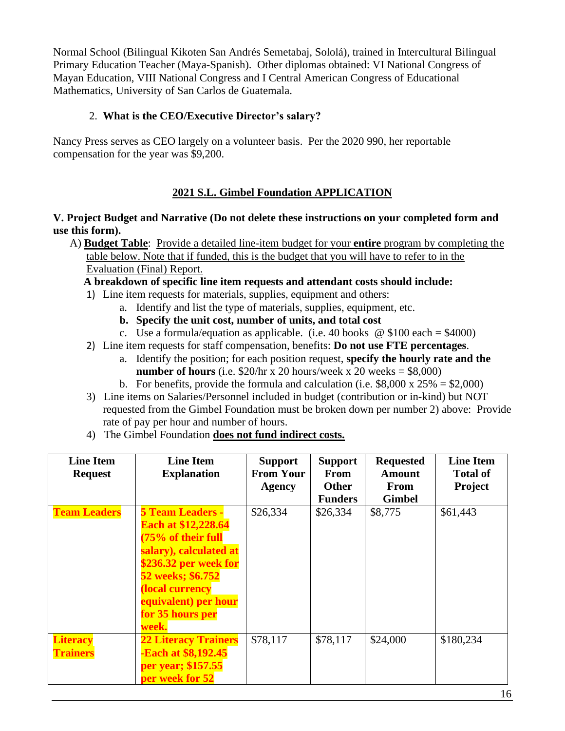Normal School (Bilingual Kikoten San Andrés Semetabaj, Sololá), trained in Intercultural Bilingual Primary Education Teacher (Maya-Spanish). Other diplomas obtained: VI National Congress of Mayan Education, VIII National Congress and I Central American Congress of Educational Mathematics, University of San Carlos de Guatemala.

2. **What is the CEO/Executive Director's salary?**

Nancy Press serves as CEO largely on a volunteer basis. Per the 2020 990, her reportable compensation for the year was $9,200.

## 2021 S.L. Gimbel Foundation APPLICATION

**V. Project Budget and Narrative (Do not delete these instructions on your completed form and use this form).**

A) **Budget Table**: Provide a detailed line-item budget for your **entire** program by completing the table below. Note that if funded, this is the budget that you will have to refer to in the Evaluation (Final) Report.

**A breakdown of specific line item requests and attendant costs should include:**

1) Line item requests for materials, supplies, equipment and others:
   a. Identify and list the type of materials, supplies, equipment, etc.
   **b. Specify the unit cost, number of units, and total cost**
   c. Use a formula/equation as applicable. (i.e. 40 books @ $100 each = $4000)
2) Line item requests for staff compensation, benefits: **Do not use FTE percentages**.
   a. Identify the position; for each position request, **specify the hourly rate and the number of hours** (i.e. $20/hr x 20 hours/week x 20 weeks = $8,000)
   b. For benefits, provide the formula and calculation (i.e. $8,000 x 25% = $2,000)
3) Line items on Salaries/Personnel included in budget (contribution or in-kind) but NOT requested from the Gimbel Foundation must be broken down per number 2) above: Provide rate of pay per hour and number of hours.
4) The Gimbel Foundation **does not fund indirect costs.**

| Line Item Request | Line Item Explanation | Support From Your Agency | Support From Other Funders | Requested Amount From Gimbel | Line Item Total of Project |
|---|---|---|---|---|---|
| **Team Leaders** | **5 Team Leaders - Each at $12,228.64 (75% of their full salary), calculated at $236.32 per week for 52 weeks; $6.752 (local currency equivalent) per hour for 35 hours per week.** | $26,334 | $26,334 | $8,775 | $61,443 |
| **Literacy Trainers** | **22 Literacy Trainers -Each at $8,192.45 per year; $157.55 per week for 52** | $78,117 | $78,117 | $24,000 | $180,234 |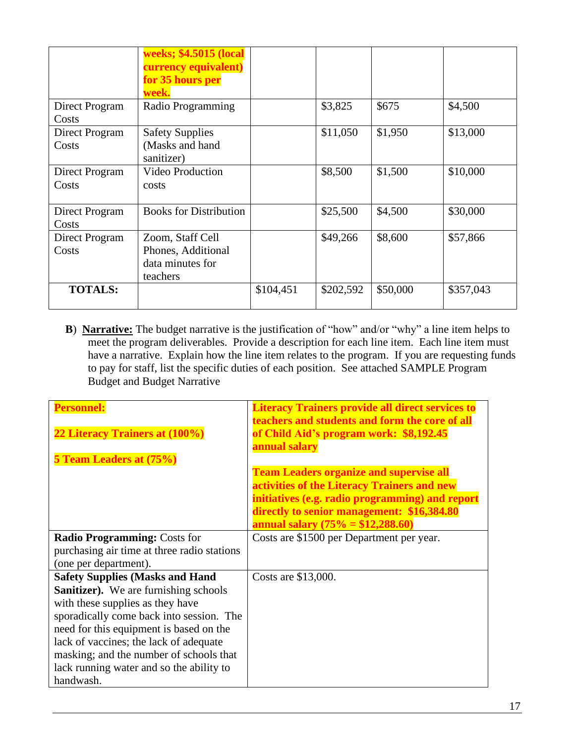|  | **weeks; $4.5015 (local currency equivalent) for 35 hours per week.** |  |  |  |  |
|---|---|---|---|---|---|
| Direct Program Costs | Radio Programming |  | $3,825 | $675 | $4,500 |
| Direct Program Costs | Safety Supplies (Masks and hand sanitizer) |  | $11,050 | $1,950 | $13,000 |
| Direct Program Costs | Video Production costs |  | $8,500 | $1,500 | $10,000 |
| Direct Program Costs | Books for Distribution |  | $25,500 | $4,500 | $30,000 |
| Direct Program Costs | Zoom, Staff Cell Phones, Additional data minutes for teachers |  | $49,266 | $8,600 | $57,866 |
| **TOTALS:** |  | $104,451 | $202,592 | $50,000 | $357,043 |

**B**) **Narrative:** The budget narrative is the justification of "how" and/or "why" a line item helps to meet the program deliverables. Provide a description for each line item. Each line item must have a narrative. Explain how the line item relates to the program. If you are requesting funds to pay for staff, list the specific duties of each position. See attached SAMPLE Program Budget and Budget Narrative

| | |
|---|---|
| **Personnel:**<br><br>**22 Literacy Trainers at (100%)**<br><br>**5 Team Leaders at (75%)** | **Literacy Trainers provide all direct services to teachers and students and form the core of all of Child Aid's program work: $8,192.45 annual salary**<br><br>**Team Leaders organize and supervise all activities of the Literacy Trainers and new initiatives (e.g. radio programming) and report directly to senior management: $16,384.80 annual salary (75% = $12,288.60)** |
| **Radio Programming:** Costs for purchasing air time at three radio stations (one per department). | Costs are $1500 per Department per year. |
| **Safety Supplies (Masks and Hand Sanitizer).** We are furnishing schools with these supplies as they have sporadically come back into session. The need for this equipment is based on the lack of vaccines; the lack of adequate masking; and the number of schools that lack running water and so the ability to handwash. | Costs are $13,000. |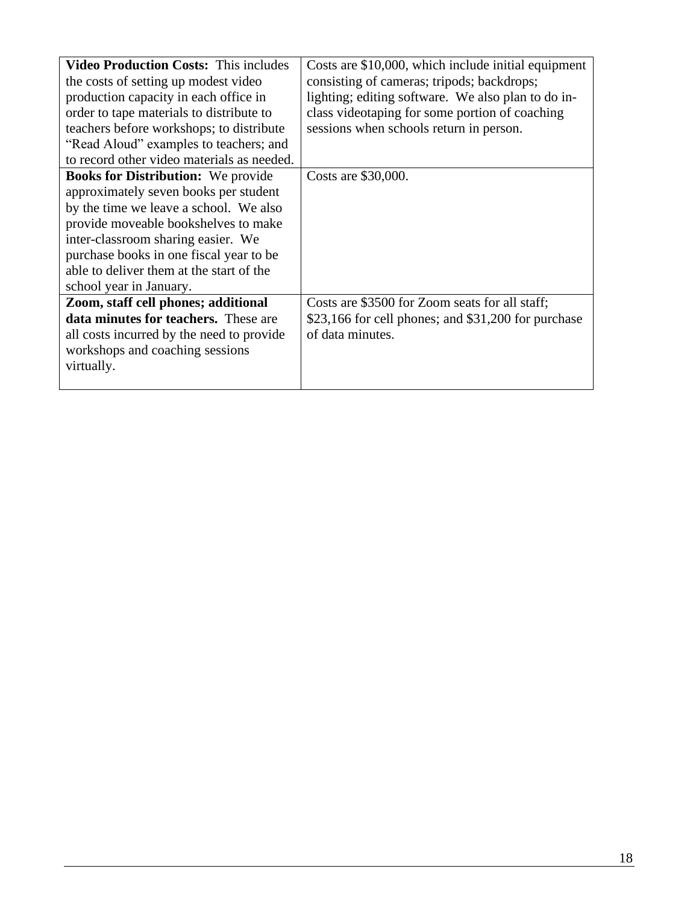| | |
|---|---|
| **Video Production Costs:** This includes the costs of setting up modest video production capacity in each office in order to tape materials to distribute to teachers before workshops; to distribute "Read Aloud" examples to teachers; and to record other video materials as needed. | Costs are $10,000, which include initial equipment consisting of cameras; tripods; backdrops; lighting; editing software. We also plan to do in-class videotaping for some portion of coaching sessions when schools return in person. |
| **Books for Distribution:** We provide approximately seven books per student by the time we leave a school. We also provide moveable bookshelves to make inter-classroom sharing easier. We purchase books in one fiscal year to be able to deliver them at the start of the school year in January. | Costs are $30,000. |
| **Zoom, staff cell phones; additional data minutes for teachers.** These are all costs incurred by the need to provide workshops and coaching sessions virtually. | Costs are $3500 for Zoom seats for all staff; $23,166 for cell phones; and $31,200 for purchase of data minutes. |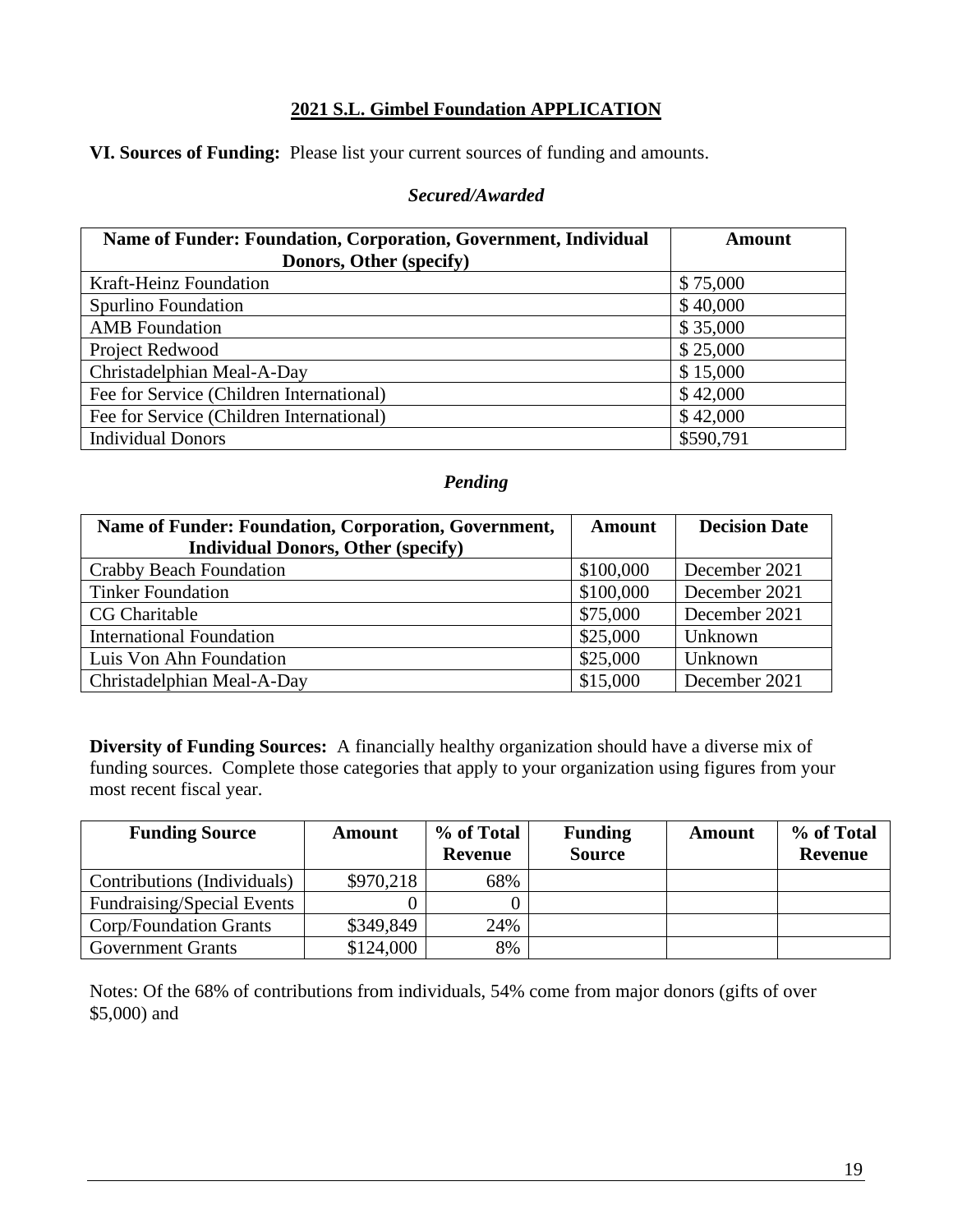## 2021 S.L. Gimbel Foundation APPLICATION

**VI. Sources of Funding:** Please list your current sources of funding and amounts.

***Secured/Awarded***

| Name of Funder: Foundation, Corporation, Government, Individual Donors, Other (specify) | Amount |
|---|---|
| Kraft-Heinz Foundation | $ 75,000 |
| Spurlino Foundation | $ 40,000 |
| AMB Foundation | $ 35,000 |
| Project Redwood | $ 25,000 |
| Christadelphian Meal-A-Day | $ 15,000 |
| Fee for Service (Children International) | $ 42,000 |
| Fee for Service (Children International) | $ 42,000 |
| Individual Donors | $590,791 |

***Pending***

| Name of Funder: Foundation, Corporation, Government, Individual Donors, Other (specify) | Amount | Decision Date |
|---|---|---|
| Crabby Beach Foundation | $100,000 | December 2021 |
| Tinker Foundation | $100,000 | December 2021 |
| CG Charitable | $75,000 | December 2021 |
| International Foundation | $25,000 | Unknown |
| Luis Von Ahn Foundation | $25,000 | Unknown |
| Christadelphian Meal-A-Day | $15,000 | December 2021 |

**Diversity of Funding Sources:** A financially healthy organization should have a diverse mix of funding sources. Complete those categories that apply to your organization using figures from your most recent fiscal year.

| Funding Source | Amount | % of Total Revenue | Funding Source | Amount | % of Total Revenue |
|---|---|---|---|---|---|
| Contributions (Individuals) | $970,218 | 68% | | | |
| Fundraising/Special Events | 0 | 0 | | | |
| Corp/Foundation Grants | $349,849 | 24% | | | |
| Government Grants | $124,000 | 8% | | | |

Notes: Of the 68% of contributions from individuals, 54% come from major donors (gifts of over $5,000) and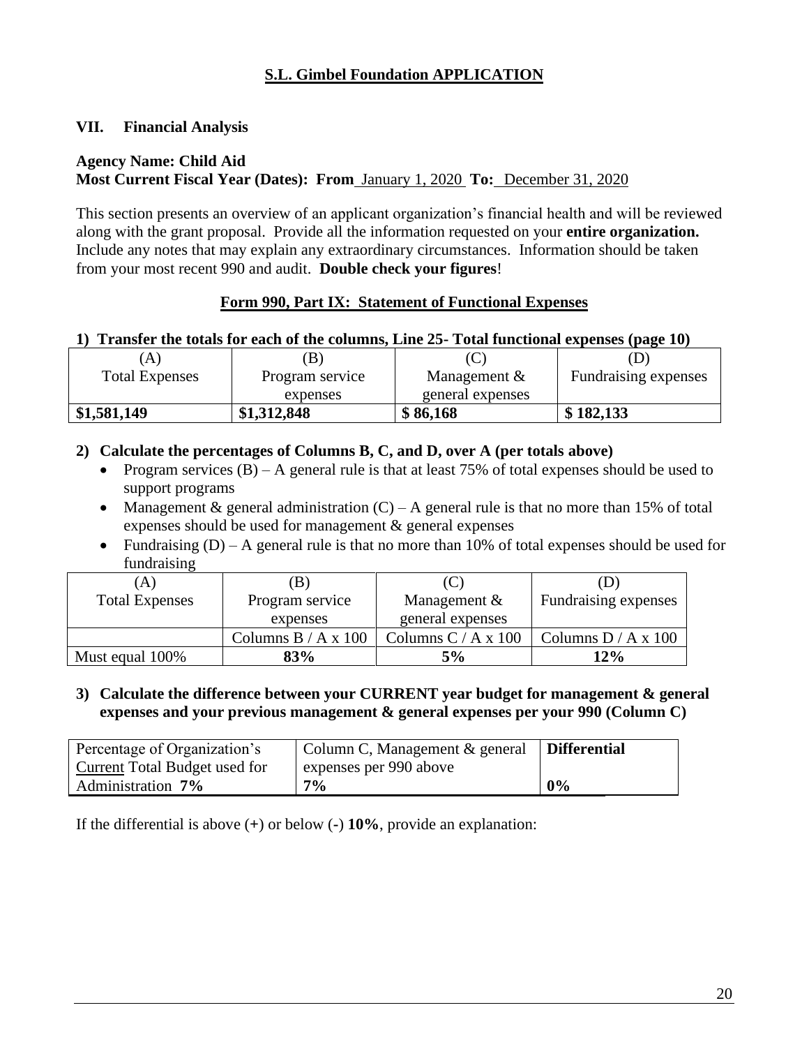## S.L. Gimbel Foundation APPLICATION

### VII. Financial Analysis

**Agency Name: Child Aid**
**Most Current Fiscal Year (Dates): From** January 1, 2020 **To:** December 31, 2020

This section presents an overview of an applicant organization's financial health and will be reviewed along with the grant proposal. Provide all the information requested on your **entire organization.** Include any notes that may explain any extraordinary circumstances. Information should be taken from your most recent 990 and audit. **Double check your figures**!

**Form 990, Part IX: Statement of Functional Expenses**

**1) Transfer the totals for each of the columns, Line 25- Total functional expenses (page 10)**

| (A) Total Expenses | (B) Program service expenses | (C) Management & general expenses | (D) Fundraising expenses |
|---|---|---|---|
| **$1,581,149** | **$1,312,848** | **$ 86,168** | **$ 182,133** |

**2) Calculate the percentages of Columns B, C, and D, over A (per totals above)**

- Program services (B) – A general rule is that at least 75% of total expenses should be used to support programs
- Management & general administration (C) – A general rule is that no more than 15% of total expenses should be used for management & general expenses
- Fundraising (D) – A general rule is that no more than 10% of total expenses should be used for fundraising

| (A) Total Expenses | (B) Program service expenses | (C) Management & general expenses | (D) Fundraising expenses |
|---|---|---|---|
| | Columns B / A x 100 | Columns C / A x 100 | Columns D / A x 100 |
| Must equal 100% | **83%** | **5%** | **12%** |

**3) Calculate the difference between your CURRENT year budget for management & general expenses and your previous management & general expenses per your 990 (Column C)**

| Percentage of Organization's Current Total Budget used for Administration **7%** | Column C, Management & general expenses per 990 above **7%** | **Differential** **0%** |
|---|---|---|

If the differential is above (+) or below (-) **10%**, provide an explanation: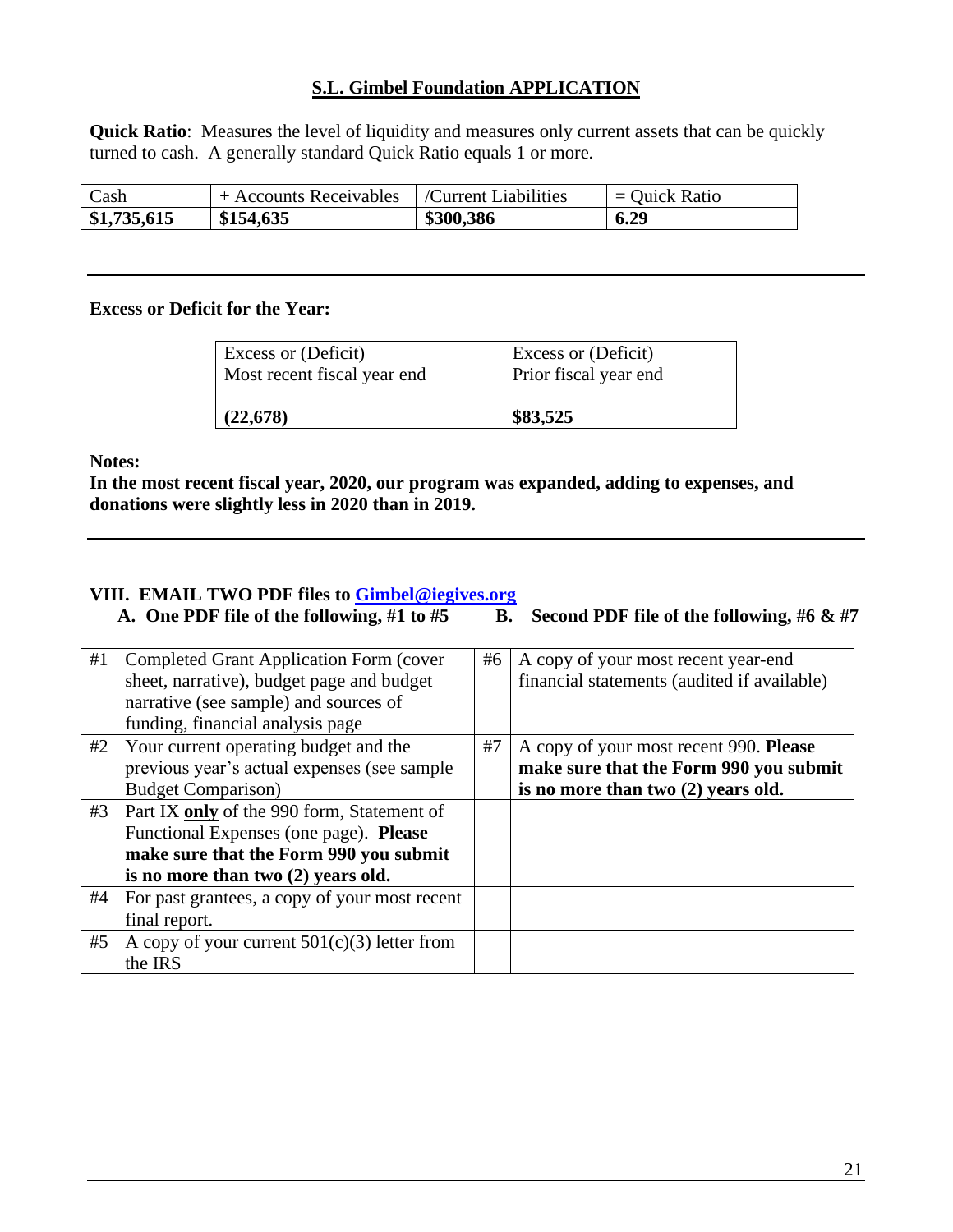## S.L. Gimbel Foundation APPLICATION

**Quick Ratio**: Measures the level of liquidity and measures only current assets that can be quickly turned to cash. A generally standard Quick Ratio equals 1 or more.

| Cash | + Accounts Receivables | /Current Liabilities | = Quick Ratio |
|---|---|---|---|
| **$1,735,615** | **$154,635** | **$300,386** | **6.29** |

---

**Excess or Deficit for the Year:**

| Excess or (Deficit) Most recent fiscal year end | Excess or (Deficit) Prior fiscal year end |
|---|---|
| **(22,678)** | **$83,525** |

**Notes:**

**In the most recent fiscal year, 2020, our program was expanded, adding to expenses, and donations were slightly less in 2020 than in 2019.**

---

### VIII. EMAIL TWO PDF files to [Gimbel@iegives.org](mailto:Gimbel@iegives.org)

**A. One PDF file of the following, #1 to #5** **B. Second PDF file of the following, #6 & #7**

| # | A. | # | B. |
|---|---|---|---|
| #1 | Completed Grant Application Form (cover sheet, narrative), budget page and budget narrative (see sample) and sources of funding, financial analysis page | #6 | A copy of your most recent year-end financial statements (audited if available) |
| #2 | Your current operating budget and the previous year's actual expenses (see sample Budget Comparison) | #7 | A copy of your most recent 990. **Please make sure that the Form 990 you submit is no more than two (2) years old.** |
| #3 | Part IX **only** of the 990 form, Statement of Functional Expenses (one page). **Please make sure that the Form 990 you submit is no more than two (2) years old.** | | |
| #4 | For past grantees, a copy of your most recent final report. | | |
| #5 | A copy of your current 501(c)(3) letter from the IRS | | |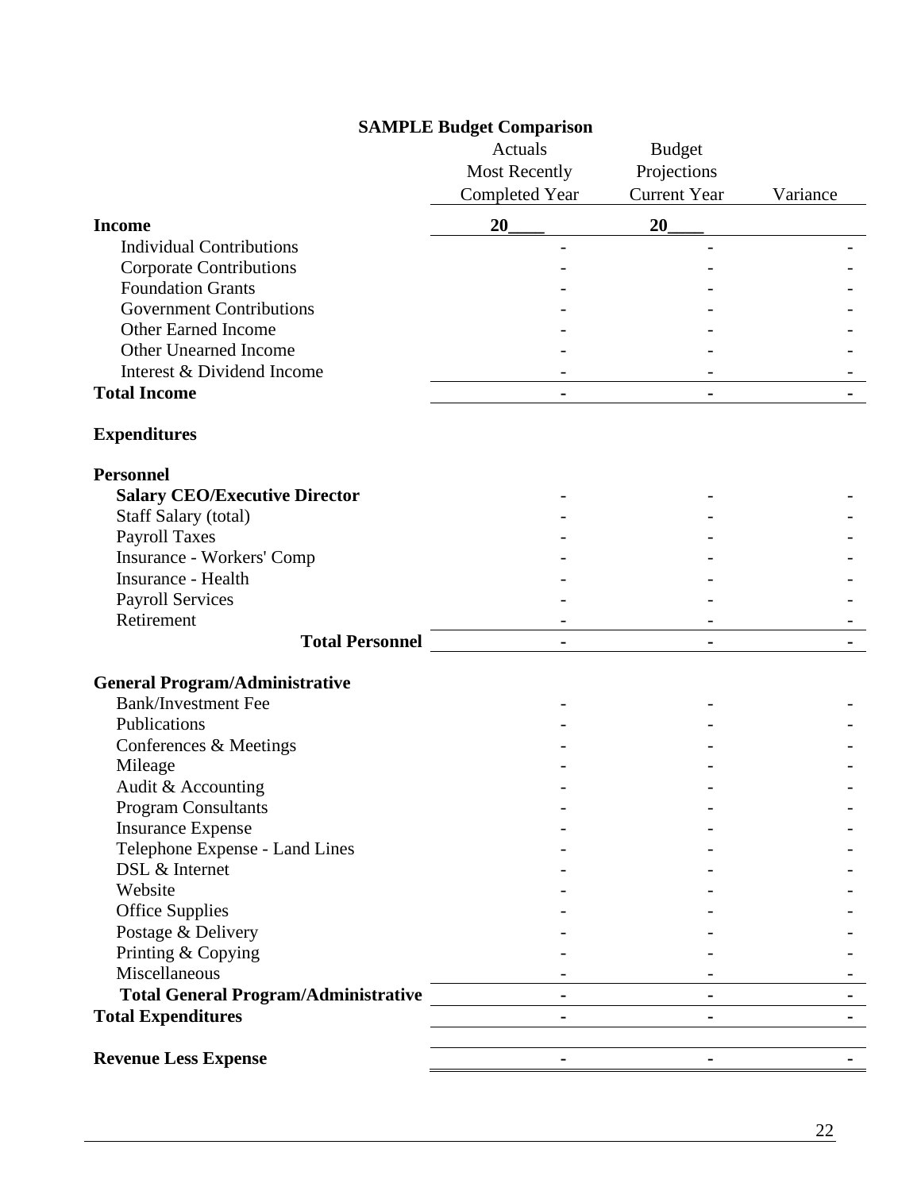**SAMPLE Budget Comparison**

| | Actuals Most Recently Completed Year | Budget Projections Current Year | Variance |
|---|---|---|---|
| **Income** | **20____** | **20____** | |
| Individual Contributions | - | - | - |
| Corporate Contributions | - | - | - |
| Foundation Grants | - | - | - |
| Government Contributions | - | - | - |
| Other Earned Income | - | - | - |
| Other Unearned Income | - | - | - |
| Interest & Dividend Income | - | - | - |
| **Total Income** | **-** | **-** | **-** |
| | | | |
| **Expenditures** | | | |
| | | | |
| **Personnel** | | | |
| **Salary CEO/Executive Director** | - | - | - |
| Staff Salary (total) | - | - | - |
| Payroll Taxes | - | - | - |
| Insurance - Workers' Comp | - | - | - |
| Insurance - Health | - | - | - |
| Payroll Services | - | - | - |
| Retirement | - | - | - |
| **Total Personnel** | **-** | **-** | **-** |
| | | | |
| **General Program/Administrative** | | | |
| Bank/Investment Fee | - | - | - |
| Publications | - | - | - |
| Conferences & Meetings | - | - | - |
| Mileage | - | - | - |
| Audit & Accounting | - | - | - |
| Program Consultants | - | - | - |
| Insurance Expense | - | - | - |
| Telephone Expense - Land Lines | - | - | - |
| DSL & Internet | - | - | - |
| Website | - | - | - |
| Office Supplies | - | - | - |
| Postage & Delivery | - | - | - |
| Printing & Copying | - | - | - |
| Miscellaneous | - | - | - |
| **Total General Program/Administrative** | **-** | **-** | **-** |
| **Total Expenditures** | **-** | **-** | **-** |
| | | | |
| **Revenue Less Expense** | **-** | **-** | **-** |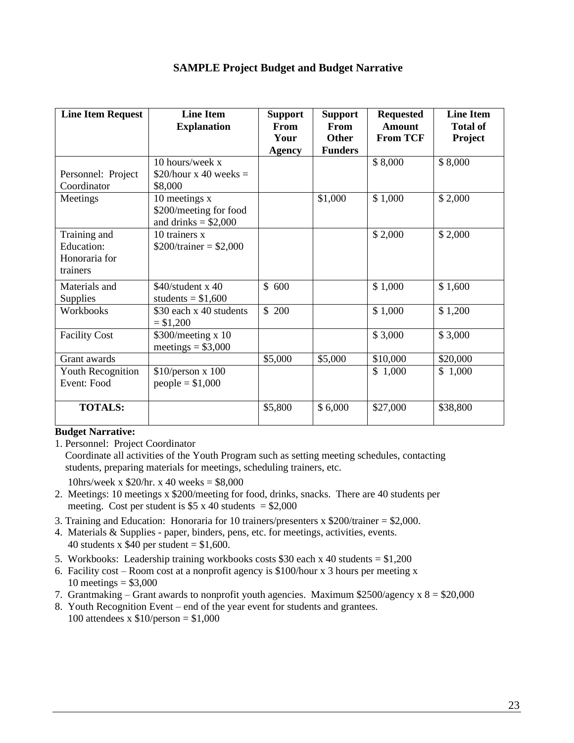## SAMPLE Project Budget and Budget Narrative

| Line Item Request | Line Item Explanation | Support From Your Agency | Support From Other Funders | Requested Amount From TCF | Line Item Total of Project |
|---|---|---|---|---|---|
| Personnel: Project Coordinator | 10 hours/week x $20/hour x 40 weeks = $8,000 | | | $ 8,000 | $ 8,000 |
| Meetings | 10 meetings x $200/meeting for food and drinks = $2,000 | | $1,000 | $ 1,000 | $ 2,000 |
| Training and Education: Honoraria for trainers | 10 trainers x $200/trainer = $2,000 | | | $ 2,000 | $ 2,000 |
| Materials and Supplies | $40/student x 40 students = $1,600 | $ 600 | | $ 1,000 | $ 1,600 |
| Workbooks | $30 each x 40 students = $1,200 | $ 200 | | $ 1,000 | $ 1,200 |
| Facility Cost | $300/meeting x 10 meetings = $3,000 | | | $ 3,000 | $ 3,000 |
| Grant awards | | $5,000 | $5,000 | $10,000 | $20,000 |
| Youth Recognition Event: Food | $10/person x 100 people = $1,000 | | | $ 1,000 | $ 1,000 |
| **TOTALS:** | | $5,800 | $ 6,000 | $27,000 | $38,800 |

**Budget Narrative:**

1. Personnel: Project Coordinator
   Coordinate all activities of the Youth Program such as setting meeting schedules, contacting students, preparing materials for meetings, scheduling trainers, etc.
   10hrs/week x $20/hr. x 40 weeks = $8,000
2. Meetings: 10 meetings x $200/meeting for food, drinks, snacks. There are 40 students per meeting. Cost per student is $5 x 40 students = $2,000
3. Training and Education: Honoraria for 10 trainers/presenters x $200/trainer = $2,000.
4. Materials & Supplies - paper, binders, pens, etc. for meetings, activities, events.
   40 students x $40 per student = $1,600.
5. Workbooks: Leadership training workbooks costs $30 each x 40 students = $1,200
6. Facility cost – Room cost at a nonprofit agency is $100/hour x 3 hours per meeting x 10 meetings = $3,000
7. Grantmaking – Grant awards to nonprofit youth agencies. Maximum $2500/agency x 8 = $20,000
8. Youth Recognition Event – end of the year event for students and grantees.
   100 attendees x $10/person = $1,000